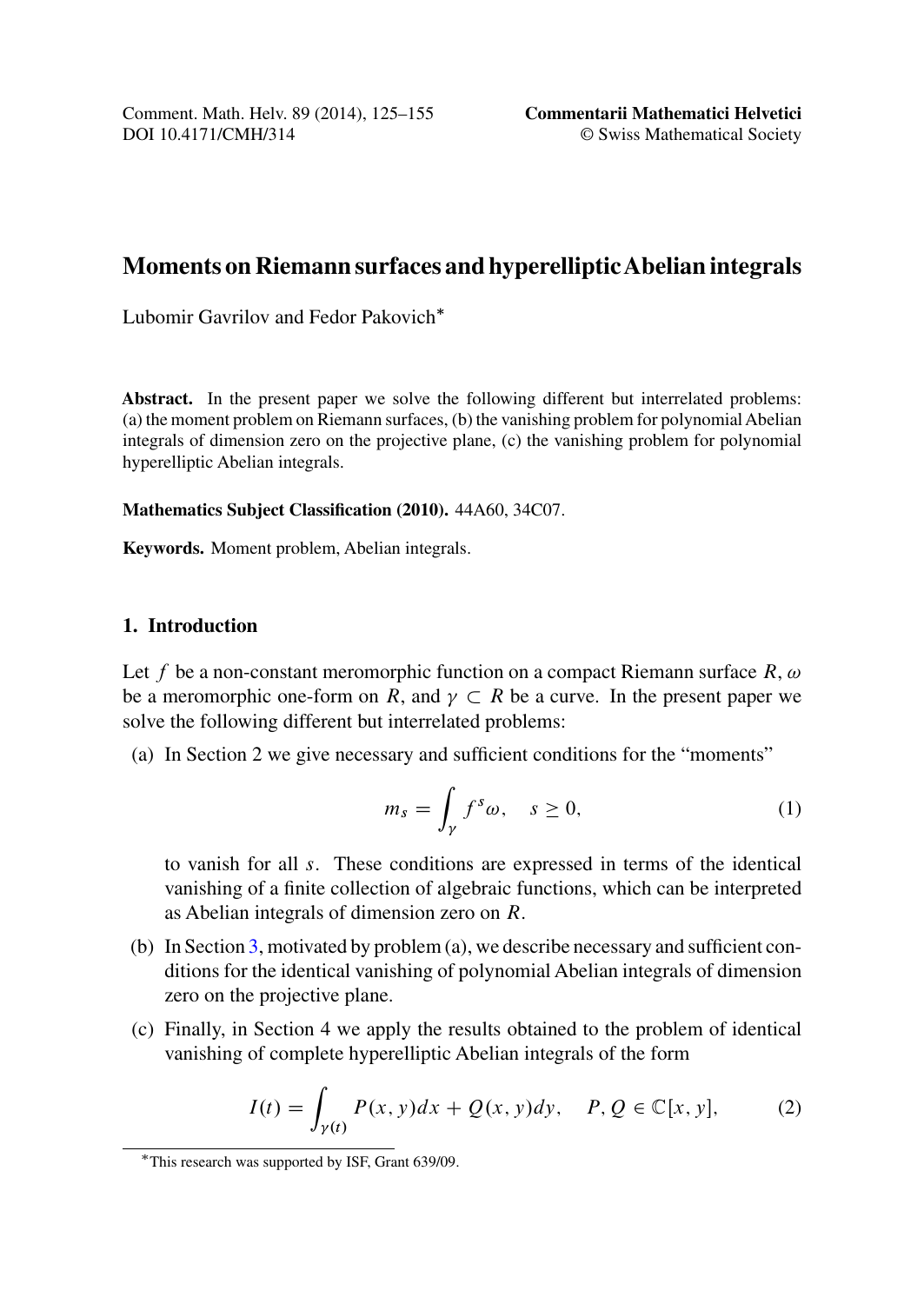# Moments on Riemann surfaces and hyperelliptic Abelian integrals

Lubomir Gavrilov and Fedor Pakovich*

**Abstract.** In the present paper we solve the following different but interrelated problems: (a) the moment problem on Riemann surfaces, (b) the vanishing problem for polynomial Abelian integrals of dimension zero on the projective plane, (c) the vanishing problem for polynomial hyperelliptic Abelian integrals.

**Mathematics Subject Classification (2010).** 44A60, 34C07.

**Keywords.** Moment problem, Abelian integrals.

## 1. Introduction

Let $f$ be a non-constant meromorphic function on a compact Riemann surface $R$, $\omega$ be a meromorphic one-form on $R$, and $\gamma \subset R$ be a curve. In the present paper we solve the following different but interrelated problems:

(a) In Section 2 we give necessary and sufficient conditions for the "moments"

$$m_s = \int_\gamma f^s \omega, \quad s \geq 0, \tag{1}$$

to vanish for all $s$. These conditions are expressed in terms of the identical vanishing of a finite collection of algebraic functions, which can be interpreted as Abelian integrals of dimension zero on $R$.

(b) In Section 3, motivated by problem (a), we describe necessary and sufficient conditions for the identical vanishing of polynomial Abelian integrals of dimension zero on the projective plane.

(c) Finally, in Section 4 we apply the results obtained to the problem of identical vanishing of complete hyperelliptic Abelian integrals of the form

$$I(t) = \int_{\gamma(t)} P(x,y)dx + Q(x,y)dy, \quad P, Q \in \mathbb{C}[x,y], \tag{2}$$

*This research was supported by ISF, Grant 639/09.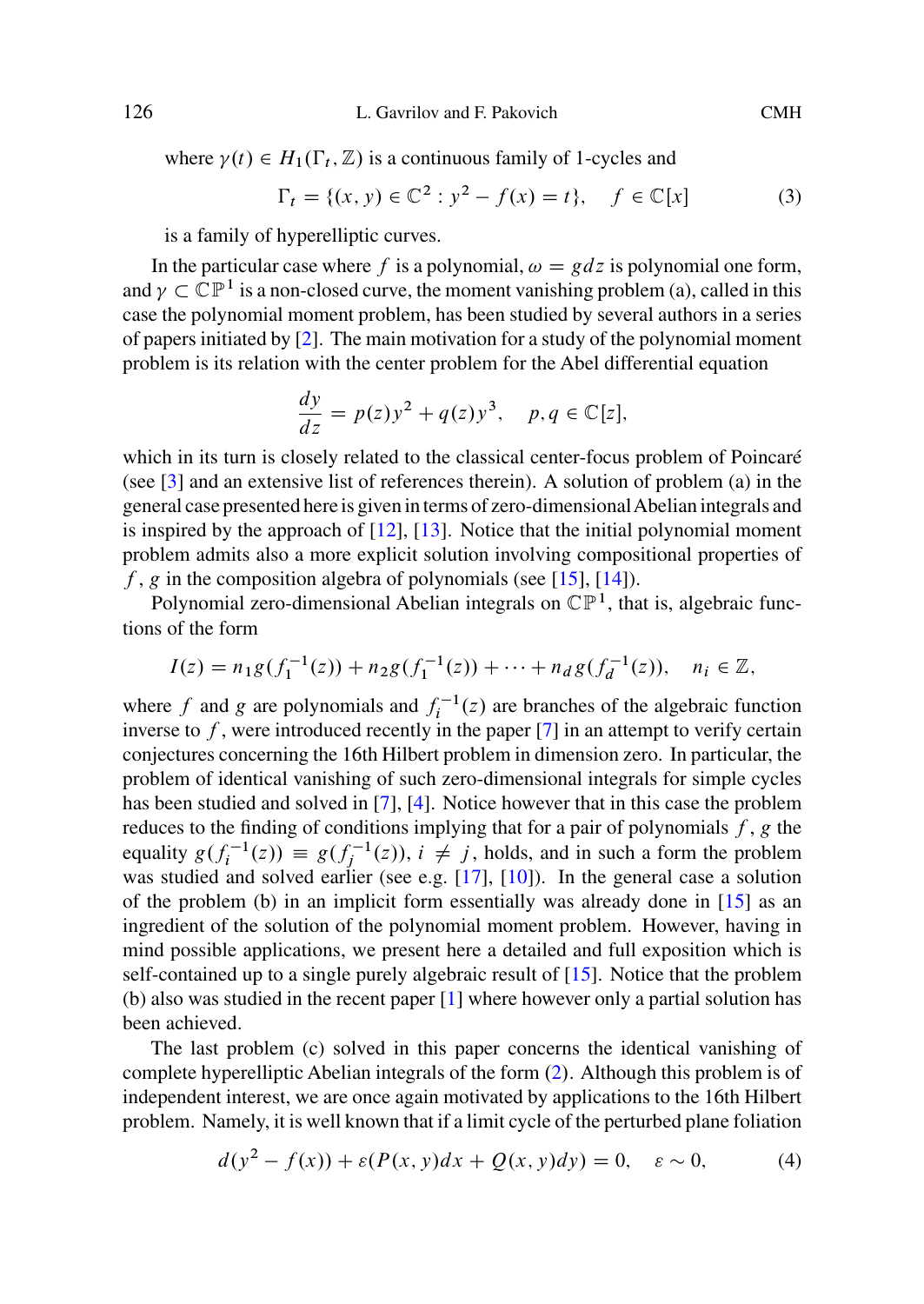where $\gamma(t) \in H_1(\Gamma_t, \mathbb{Z})$ is a continuous family of 1-cycles and

$$\Gamma_t = \{(x, y) \in \mathbb{C}^2 : y^2 - f(x) = t\}, \quad f \in \mathbb{C}[x] \tag{3}$$

is a family of hyperelliptic curves.

In the particular case where $f$ is a polynomial, $\omega = g dz$ is polynomial one form, and $\gamma \subset \mathbb{CP}^1$ is a non-closed curve, the moment vanishing problem (a), called in this case the polynomial moment problem, has been studied by several authors in a series of papers initiated by [2]. The main motivation for a study of the polynomial moment problem is its relation with the center problem for the Abel differential equation

$$\frac{dy}{dz} = p(z)y^2 + q(z)y^3, \quad p, q \in \mathbb{C}[z],$$

which in its turn is closely related to the classical center-focus problem of Poincaré (see [3] and an extensive list of references therein). A solution of problem (a) in the general case presented here is given in terms of zero-dimensional Abelian integrals and is inspired by the approach of [12], [13]. Notice that the initial polynomial moment problem admits also a more explicit solution involving compositional properties of $f$, $g$ in the composition algebra of polynomials (see [15], [14]).

Polynomial zero-dimensional Abelian integrals on $\mathbb{CP}^1$, that is, algebraic functions of the form

$$I(z) = n_1 g(f_1^{-1}(z)) + n_2 g(f_1^{-1}(z)) + \cdots + n_d g(f_d^{-1}(z)), \quad n_i \in \mathbb{Z},$$

where $f$ and $g$ are polynomials and $f_i^{-1}(z)$ are branches of the algebraic function inverse to $f$, were introduced recently in the paper [7] in an attempt to verify certain conjectures concerning the 16th Hilbert problem in dimension zero. In particular, the problem of identical vanishing of such zero-dimensional integrals for simple cycles has been studied and solved in [7], [4]. Notice however that in this case the problem reduces to the finding of conditions implying that for a pair of polynomials $f$, $g$ the equality $g(f_i^{-1}(z)) \equiv g(f_j^{-1}(z))$, $i \neq j$, holds, and in such a form the problem was studied and solved earlier (see e.g. [17], [10]). In the general case a solution of the problem (b) in an implicit form essentially was already done in [15] as an ingredient of the solution of the polynomial moment problem. However, having in mind possible applications, we present here a detailed and full exposition which is self-contained up to a single purely algebraic result of [15]. Notice that the problem (b) also was studied in the recent paper [1] where however only a partial solution has been achieved.

The last problem (c) solved in this paper concerns the identical vanishing of complete hyperelliptic Abelian integrals of the form (2). Although this problem is of independent interest, we are once again motivated by applications to the 16th Hilbert problem. Namely, it is well known that if a limit cycle of the perturbed plane foliation

$$d(y^2 - f(x)) + \varepsilon(P(x, y)dx + Q(x, y)dy) = 0, \quad \varepsilon \sim 0, \tag{4}$$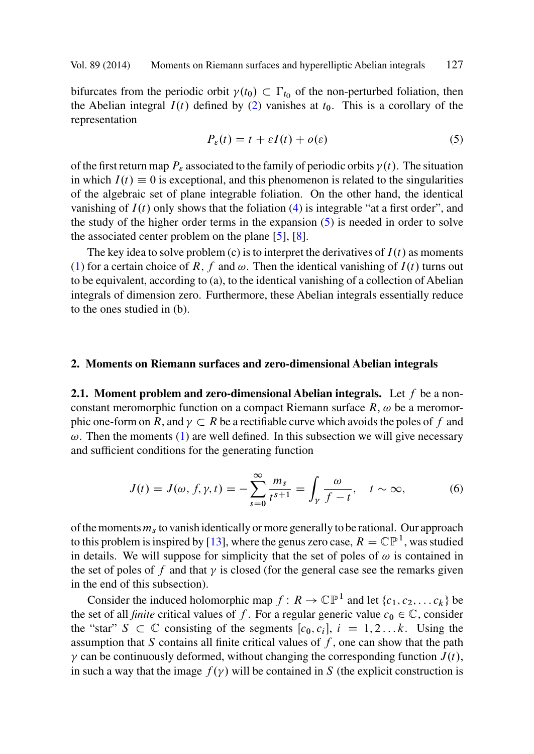bifurcates from the periodic orbit $\gamma(t_0) \subset \Gamma_{t_0}$ of the non-perturbed foliation, then the Abelian integral $I(t)$ defined by (2) vanishes at $t_0$. This is a corollary of the representation

$$P_\varepsilon(t) = t + \varepsilon I(t) + o(\varepsilon) \tag{5}$$

of the first return map $P_\varepsilon$ associated to the family of periodic orbits $\gamma(t)$. The situation in which $I(t) \equiv 0$ is exceptional, and this phenomenon is related to the singularities of the algebraic set of plane integrable foliation. On the other hand, the identical vanishing of $I(t)$ only shows that the foliation (4) is integrable "at a first order", and the study of the higher order terms in the expansion (5) is needed in order to solve the associated center problem on the plane [5], [8].

The key idea to solve problem (c) is to interpret the derivatives of $I(t)$ as moments (1) for a certain choice of $R$, $f$ and $\omega$. Then the identical vanishing of $I(t)$ turns out to be equivalent, according to (a), to the identical vanishing of a collection of Abelian integrals of dimension zero. Furthermore, these Abelian integrals essentially reduce to the ones studied in (b).

## 2. Moments on Riemann surfaces and zero-dimensional Abelian integrals

**2.1. Moment problem and zero-dimensional Abelian integrals.** Let $f$ be a non-constant meromorphic function on a compact Riemann surface $R$, $\omega$ be a meromorphic one-form on $R$, and $\gamma \subset R$ be a rectifiable curve which avoids the poles of $f$ and $\omega$. Then the moments (1) are well defined. In this subsection we will give necessary and sufficient conditions for the generating function

$$J(t) = J(\omega, f, \gamma, t) = -\sum_{s=0}^{\infty} \frac{m_s}{t^{s+1}} = \int_\gamma \frac{\omega}{f - t}, \quad t \sim \infty, \tag{6}$$

of the moments $m_s$ to vanish identically or more generally to be rational. Our approach to this problem is inspired by [13], where the genus zero case, $R = \mathbb{CP}^1$, was studied in details. We will suppose for simplicity that the set of poles of $\omega$ is contained in the set of poles of $f$ and that $\gamma$ is closed (for the general case see the remarks given in the end of this subsection).

Consider the induced holomorphic map $f : R \to \mathbb{CP}^1$ and let $\{c_1, c_2, \dots c_k\}$ be the set of all *finite* critical values of $f$. For a regular generic value $c_0 \in \mathbb{C}$, consider the "star" $S \subset \mathbb{C}$ consisting of the segments $[c_0, c_i]$, $i = 1, 2 \dots k$. Using the assumption that $S$ contains all finite critical values of $f$, one can show that the path $\gamma$ can be continuously deformed, without changing the corresponding function $J(t)$, in such a way that the image $f(\gamma)$ will be contained in $S$ (the explicit construction is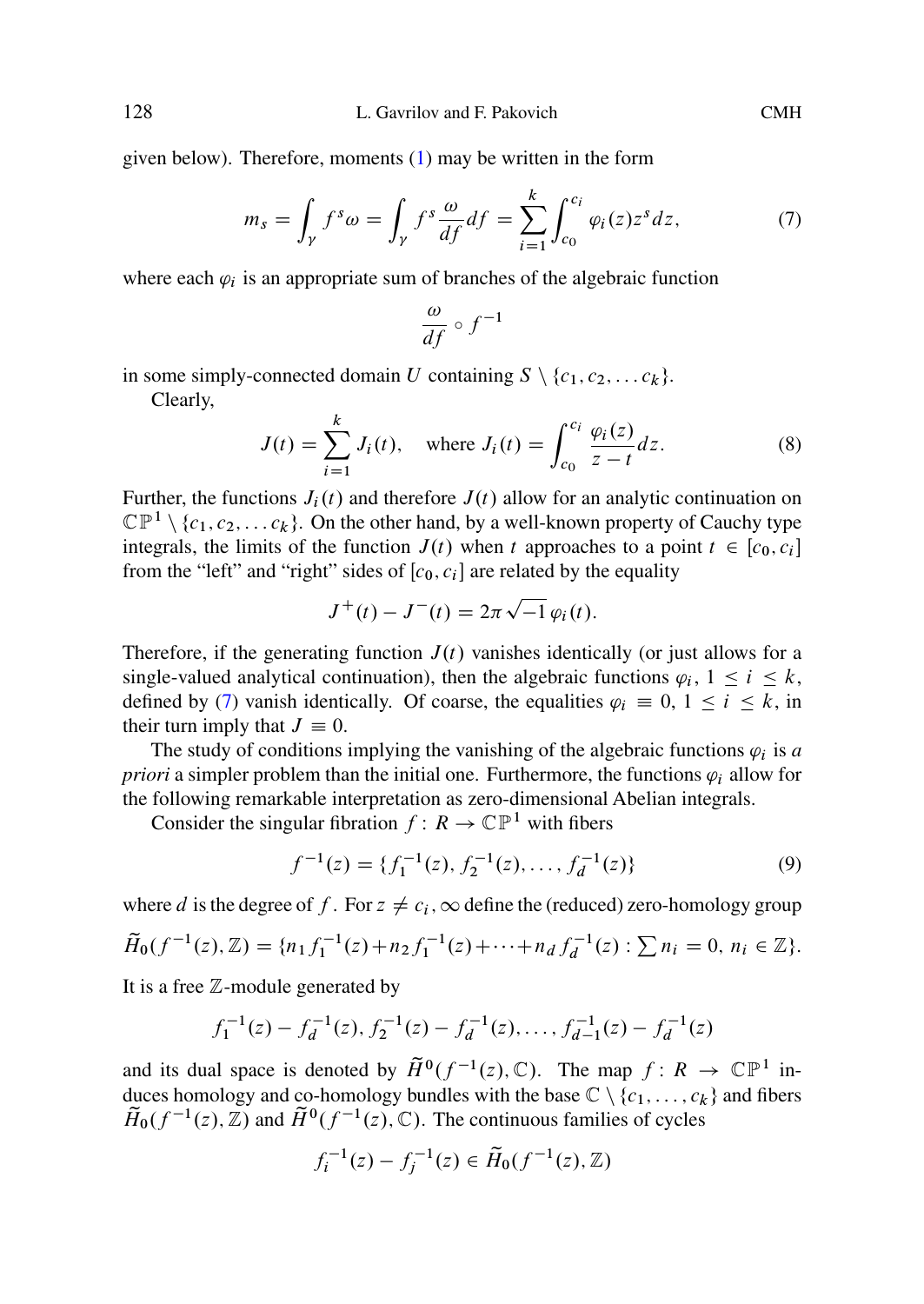given below). Therefore, moments (1) may be written in the form

$$m_s = \int_\gamma f^s \omega = \int_\gamma f^s \frac{\omega}{df} df = \sum_{i=1}^{k} \int_{c_0}^{c_i} \varphi_i(z) z^s dz, \tag{7}$$

where each $\varphi_i$ is an appropriate sum of branches of the algebraic function

$$\frac{\omega}{df} \circ f^{-1}$$

in some simply-connected domain $U$ containing $S \setminus \{c_1, c_2, \dots c_k\}$.

Clearly,

$$J(t) = \sum_{i=1}^{k} J_i(t), \quad \text{where } J_i(t) = \int_{c_0}^{c_i} \frac{\varphi_i(z)}{z-t} dz. \tag{8}$$

Further, the functions $J_i(t)$ and therefore $J(t)$ allow for an analytic continuation on $\mathbb{CP}^1 \setminus \{c_1, c_2, \dots c_k\}$. On the other hand, by a well-known property of Cauchy type integrals, the limits of the function $J(t)$ when $t$ approaches to a point $t \in [c_0, c_i]$ from the "left" and "right" sides of $[c_0, c_i]$ are related by the equality

$$J^+(t) - J^-(t) = 2\pi\sqrt{-1}\,\varphi_i(t).$$

Therefore, if the generating function $J(t)$ vanishes identically (or just allows for a single-valued analytical continuation), then the algebraic functions $\varphi_i$, $1 \le i \le k$, defined by (7) vanish identically. Of coarse, the equalities $\varphi_i \equiv 0$, $1 \le i \le k$, in their turn imply that $J \equiv 0$.

The study of conditions implying the vanishing of the algebraic functions $\varphi_i$ is *a priori* a simpler problem than the initial one. Furthermore, the functions $\varphi_i$ allow for the following remarkable interpretation as zero-dimensional Abelian integrals.

Consider the singular fibration $f : R \to \mathbb{CP}^1$ with fibers

$$f^{-1}(z) = \{f_1^{-1}(z), f_2^{-1}(z), \dots, f_d^{-1}(z)\} \tag{9}$$

where $d$ is the degree of $f$. For $z \ne c_i, \infty$ define the (reduced) zero-homology group

$$\widetilde{H}_0(f^{-1}(z), \mathbb{Z}) = \{n_1 f_1^{-1}(z) + n_2 f_1^{-1}(z) + \dots + n_d f_d^{-1}(z) : \textstyle\sum n_i = 0,\ n_i \in \mathbb{Z}\}.$$

It is a free $\mathbb{Z}$-module generated by

$$f_1^{-1}(z) - f_d^{-1}(z),\ f_2^{-1}(z) - f_d^{-1}(z), \dots, f_{d-1}^{-1}(z) - f_d^{-1}(z)$$

and its dual space is denoted by $\widetilde{H}^0(f^{-1}(z), \mathbb{C})$. The map $f : R \to \mathbb{CP}^1$ induces homology and co-homology bundles with the base $\mathbb{C} \setminus \{c_1, \dots, c_k\}$ and fibers $\widetilde{H}_0(f^{-1}(z), \mathbb{Z})$ and $\widetilde{H}^0(f^{-1}(z), \mathbb{C})$. The continuous families of cycles

$$f_i^{-1}(z) - f_j^{-1}(z) \in \widetilde{H}_0(f^{-1}(z), \mathbb{Z})$$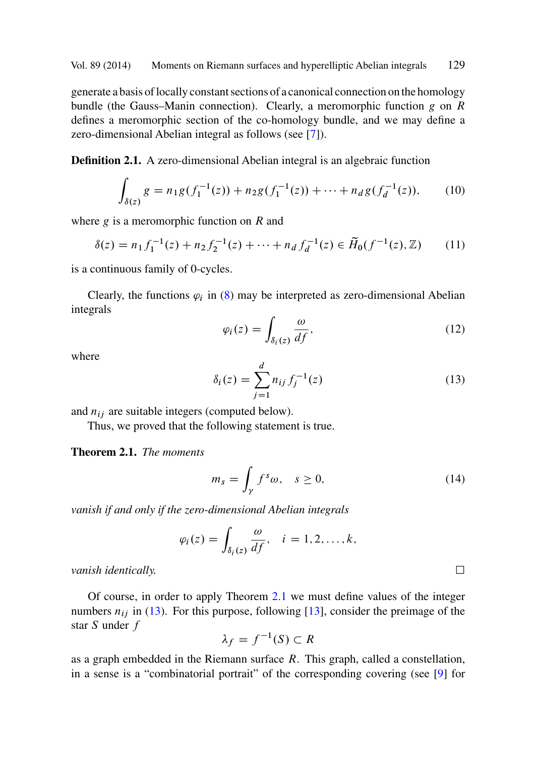generate a basis of locally constant sections of a canonical connection on the homology bundle (the Gauss–Manin connection). Clearly, a meromorphic function $g$ on $R$ defines a meromorphic section of the co-homology bundle, and we may define a zero-dimensional Abelian integral as follows (see [7]).

**Definition 2.1.** A zero-dimensional Abelian integral is an algebraic function

$$\int_{\delta(z)} g = n_1 g(f_1^{-1}(z)) + n_2 g(f_1^{-1}(z)) + \cdots + n_d g(f_d^{-1}(z)), \tag{10}$$

where $g$ is a meromorphic function on $R$ and

$$\delta(z) = n_1 f_1^{-1}(z) + n_2 f_2^{-1}(z) + \cdots + n_d f_d^{-1}(z) \in \widetilde{H}_0(f^{-1}(z), \mathbb{Z}) \tag{11}$$

is a continuous family of 0-cycles.

Clearly, the functions $\varphi_i$ in (8) may be interpreted as zero-dimensional Abelian integrals

$$\varphi_i(z) = \int_{\delta_i(z)} \frac{\omega}{df}, \tag{12}$$

where

$$\delta_i(z) = \sum_{j=1}^{d} n_{ij} f_j^{-1}(z) \tag{13}$$

and $n_{ij}$ are suitable integers (computed below).

Thus, we proved that the following statement is true.

**Theorem 2.1.** *The moments*

$$m_s = \int_\gamma f^s \omega, \quad s \geq 0, \tag{14}$$

*vanish if and only if the zero-dimensional Abelian integrals*

$$\varphi_i(z) = \int_{\delta_i(z)} \frac{\omega}{df}, \quad i = 1, 2, \ldots, k,$$

*vanish identically.* □

Of course, in order to apply Theorem 2.1 we must define values of the integer numbers $n_{ij}$ in (13). For this purpose, following [13], consider the preimage of the star $S$ under $f$

$$\lambda_f = f^{-1}(S) \subset R$$

as a graph embedded in the Riemann surface $R$. This graph, called a constellation, in a sense is a "combinatorial portrait" of the corresponding covering (see [9] for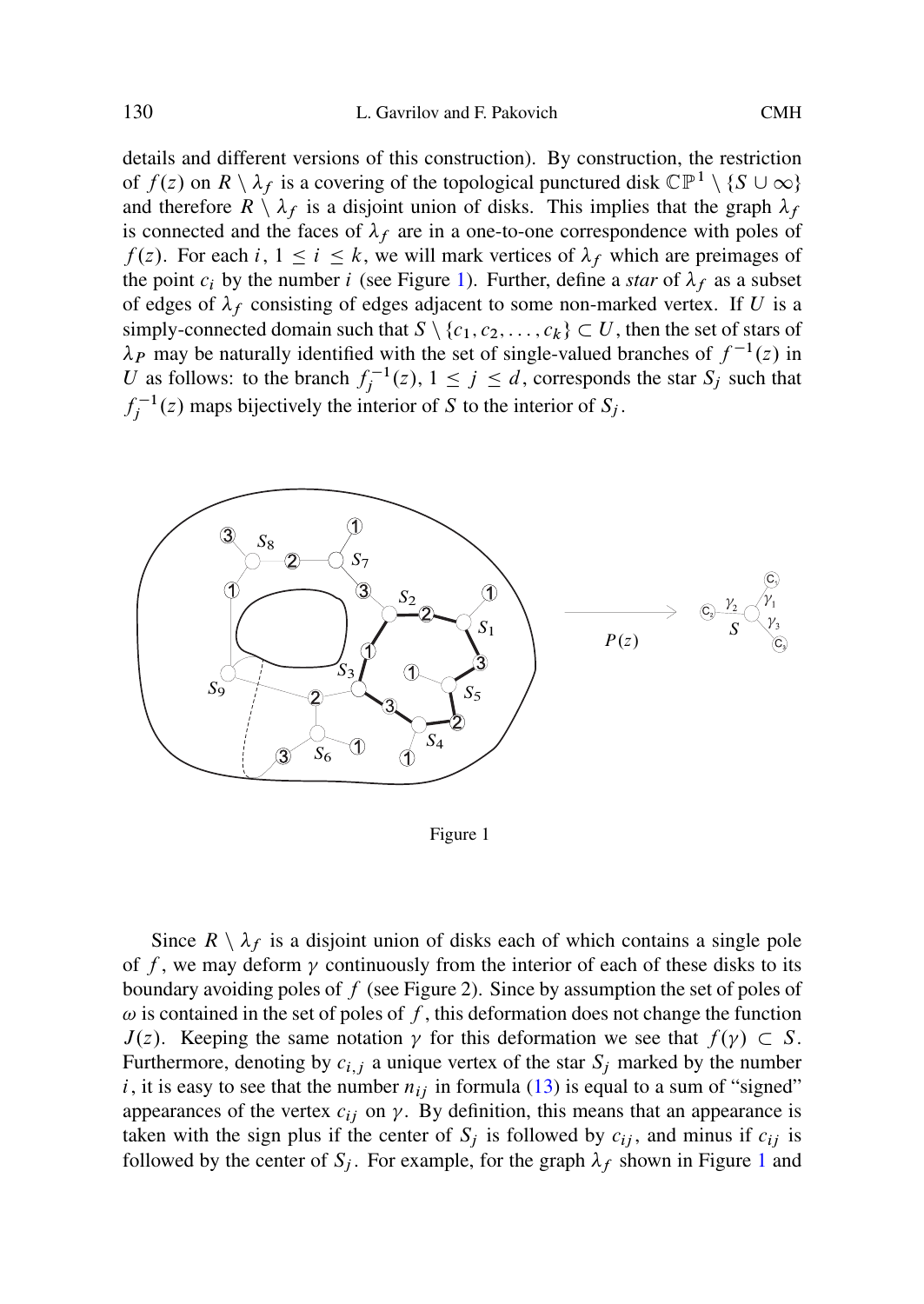details and different versions of this construction). By construction, the restriction of $f(z)$ on $R \setminus \lambda_f$ is a covering of the topological punctured disk $\mathbb{CP}^1 \setminus \{S \cup \infty\}$ and therefore $R \setminus \lambda_f$ is a disjoint union of disks. This implies that the graph $\lambda_f$ is connected and the faces of $\lambda_f$ are in a one-to-one correspondence with poles of $f(z)$. For each $i$, $1 \leq i \leq k$, we will mark vertices of $\lambda_f$ which are preimages of the point $c_i$ by the number $i$ (see Figure 1). Further, define a *star* of $\lambda_f$ as a subset of edges of $\lambda_f$ consisting of edges adjacent to some non-marked vertex. If $U$ is a simply-connected domain such that $S \setminus \{c_1, c_2, \dots, c_k\} \subset U$, then the set of stars of $\lambda_P$ may be naturally identified with the set of single-valued branches of $f^{-1}(z)$ in $U$ as follows: to the branch $f_j^{-1}(z)$, $1 \leq j \leq d$, corresponds the star $S_j$ such that $f_j^{-1}(z)$ maps bijectively the interior of $S$ to the interior of $S_j$.

Figure 1

Since $R \setminus \lambda_f$ is a disjoint union of disks each of which contains a single pole of $f$, we may deform $\gamma$ continuously from the interior of each of these disks to its boundary avoiding poles of $f$ (see Figure 2). Since by assumption the set of poles of $\omega$ is contained in the set of poles of $f$, this deformation does not change the function $J(z)$. Keeping the same notation $\gamma$ for this deformation we see that $f(\gamma) \subset S$. Furthermore, denoting by $c_{i,j}$ a unique vertex of the star $S_j$ marked by the number $i$, it is easy to see that the number $n_{ij}$ in formula (13) is equal to a sum of "signed" appearances of the vertex $c_{ij}$ on $\gamma$. By definition, this means that an appearance is taken with the sign plus if the center of $S_j$ is followed by $c_{ij}$, and minus if $c_{ij}$ is followed by the center of $S_j$. For example, for the graph $\lambda_f$ shown in Figure 1 and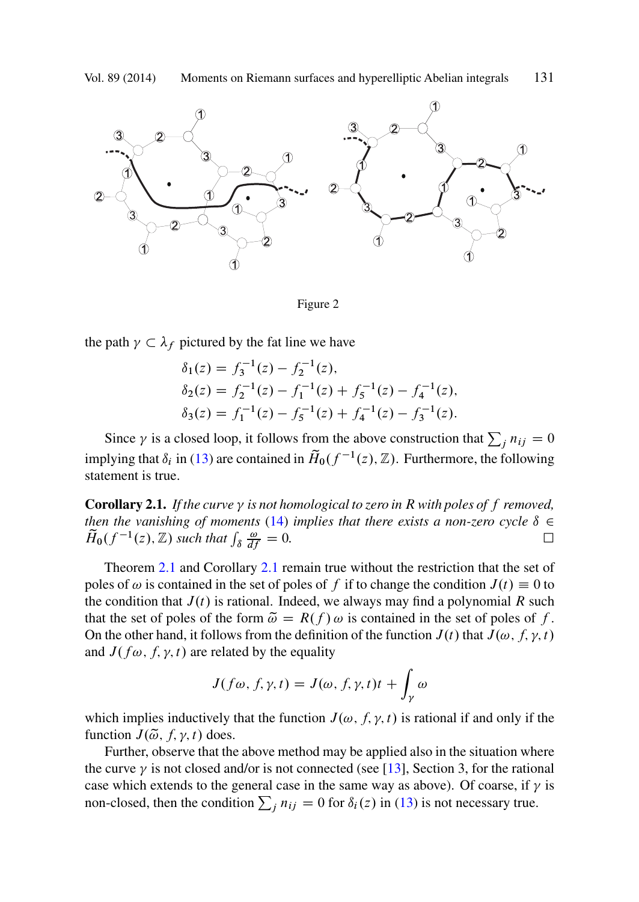Figure 2

the path $\gamma \subset \lambda_f$ pictured by the fat line we have

$$\delta_1(z) = f_3^{-1}(z) - f_2^{-1}(z),$$
$$\delta_2(z) = f_2^{-1}(z) - f_1^{-1}(z) + f_5^{-1}(z) - f_4^{-1}(z),$$
$$\delta_3(z) = f_1^{-1}(z) - f_5^{-1}(z) + f_4^{-1}(z) - f_3^{-1}(z).$$

Since $\gamma$ is a closed loop, it follows from the above construction that $\sum_j n_{ij} = 0$ implying that $\delta_i$ in (13) are contained in $\widetilde{H}_0(f^{-1}(z), \mathbb{Z})$. Furthermore, the following statement is true.

**Corollary 2.1.** *If the curve $\gamma$ is not homological to zero in $R$ with poles of $f$ removed, then the vanishing of moments (14) implies that there exists a non-zero cycle $\delta \in \widetilde{H}_0(f^{-1}(z), \mathbb{Z})$ such that $\int_\delta \frac{\omega}{df} = 0$.* □

Theorem 2.1 and Corollary 2.1 remain true without the restriction that the set of poles of $\omega$ is contained in the set of poles of $f$ to change the condition $J(t) \equiv 0$ to the condition that $J(t)$ is rational. Indeed, we always may find a polynomial $R$ such that the set of poles of the form $\widetilde{\omega} = R(f)\,\omega$ is contained in the set of poles of $f$. On the other hand, it follows from the definition of the function $J(t)$ that $J(\omega, f, \gamma, t)$ and $J(f\omega, f, \gamma, t)$ are related by the equality

$$J(f\omega, f, \gamma, t) = J(\omega, f, \gamma, t)t + \int_\gamma \omega$$

which implies inductively that the function $J(\omega, f, \gamma, t)$ is rational if and only if the function $J(\widetilde{\omega}, f, \gamma, t)$ does.

Further, observe that the above method may be applied also in the situation where the curve $\gamma$ is not closed and/or is not connected (see [13], Section 3, for the rational case which extends to the general case in the same way as above). Of coarse, if $\gamma$ is non-closed, then the condition $\sum_j n_{ij} = 0$ for $\delta_i(z)$ in (13) is not necessary true.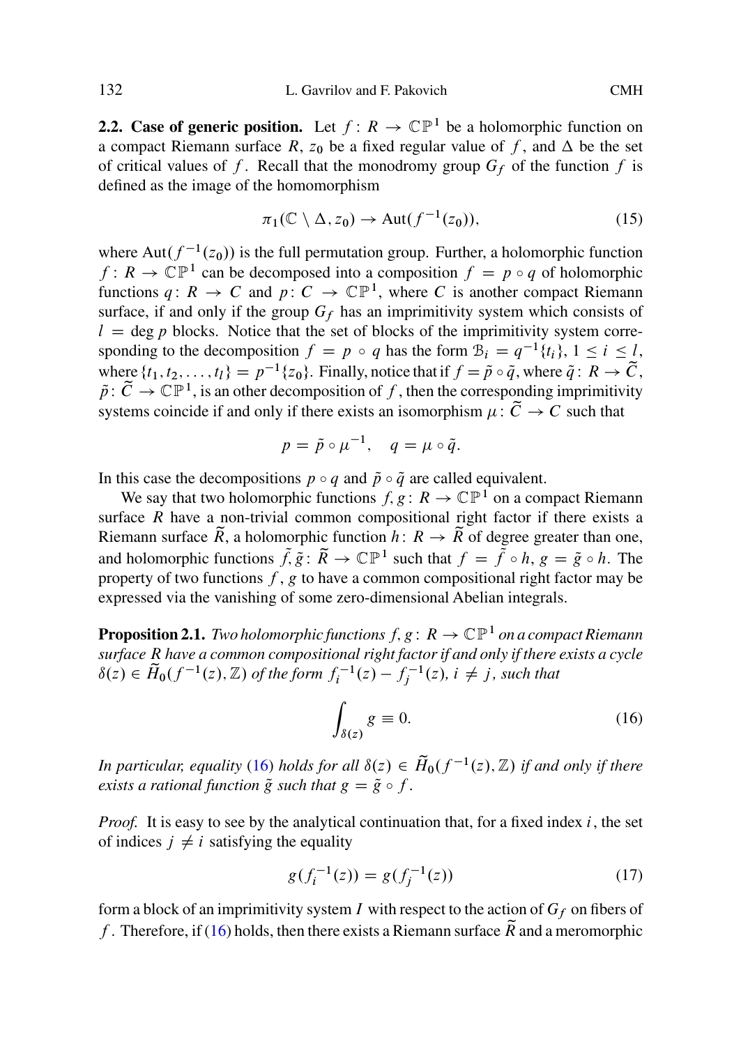**2.2. Case of generic position.** Let $f: R \to \mathbb{CP}^1$ be a holomorphic function on a compact Riemann surface $R$, $z_0$ be a fixed regular value of $f$, and $\Delta$ be the set of critical values of $f$. Recall that the monodromy group $G_f$ of the function $f$ is defined as the image of the homomorphism

$$\pi_1(\mathbb{C} \setminus \Delta, z_0) \to \mathrm{Aut}(f^{-1}(z_0)), \tag{15}$$

where $\mathrm{Aut}(f^{-1}(z_0))$ is the full permutation group. Further, a holomorphic function $f: R \to \mathbb{CP}^1$ can be decomposed into a composition $f = p \circ q$ of holomorphic functions $q: R \to C$ and $p: C \to \mathbb{CP}^1$, where $C$ is another compact Riemann surface, if and only if the group $G_f$ has an imprimitivity system which consists of $l = \deg p$ blocks. Notice that the set of blocks of the imprimitivity system corresponding to the decomposition $f = p \circ q$ has the form $\mathcal{B}_i = q^{-1}\{t_i\}$, $1 \le i \le l$, where $\{t_1, t_2, \dots, t_l\} = p^{-1}\{z_0\}$. Finally, notice that if $f = \tilde{p} \circ \tilde{q}$, where $\tilde{q}: R \to \widetilde{C}$, $\tilde{p}: \widetilde{C} \to \mathbb{CP}^1$, is an other decomposition of $f$, then the corresponding imprimitivity systems coincide if and only if there exists an isomorphism $\mu: \widetilde{C} \to C$ such that

$$p = \tilde{p} \circ \mu^{-1}, \quad q = \mu \circ \tilde{q}.$$

In this case the decompositions $p \circ q$ and $\tilde{p} \circ \tilde{q}$ are called equivalent.

We say that two holomorphic functions $f, g: R \to \mathbb{CP}^1$ on a compact Riemann surface $R$ have a non-trivial common compositional right factor if there exists a Riemann surface $\widetilde{R}$, a holomorphic function $h: R \to \widetilde{R}$ of degree greater than one, and holomorphic functions $\tilde{f}, \tilde{g}: \widetilde{R} \to \mathbb{CP}^1$ such that $f = \tilde{f} \circ h$, $g = \tilde{g} \circ h$. The property of two functions $f, g$ to have a common compositional right factor may be expressed via the vanishing of some zero-dimensional Abelian integrals.

**Proposition 2.1.** *Two holomorphic functions $f, g: R \to \mathbb{CP}^1$ on a compact Riemann surface $R$ have a common compositional right factor if and only if there exists a cycle $\delta(z) \in \widetilde{H}_0(f^{-1}(z), \mathbb{Z})$ of the form $f_i^{-1}(z) - f_j^{-1}(z)$, $i \neq j$, such that*

$$\int_{\delta(z)} g \equiv 0. \tag{16}$$

*In particular, equality (16) holds for all $\delta(z) \in \widetilde{H}_0(f^{-1}(z), \mathbb{Z})$ if and only if there exists a rational function $\tilde{g}$ such that $g = \tilde{g} \circ f$.*

*Proof.* It is easy to see by the analytical continuation that, for a fixed index $i$, the set of indices $j \neq i$ satisfying the equality

$$g(f_i^{-1}(z)) = g(f_j^{-1}(z)) \tag{17}$$

form a block of an imprimitivity system $I$ with respect to the action of $G_f$ on fibers of $f$. Therefore, if (16) holds, then there exists a Riemann surface $\widetilde{R}$ and a meromorphic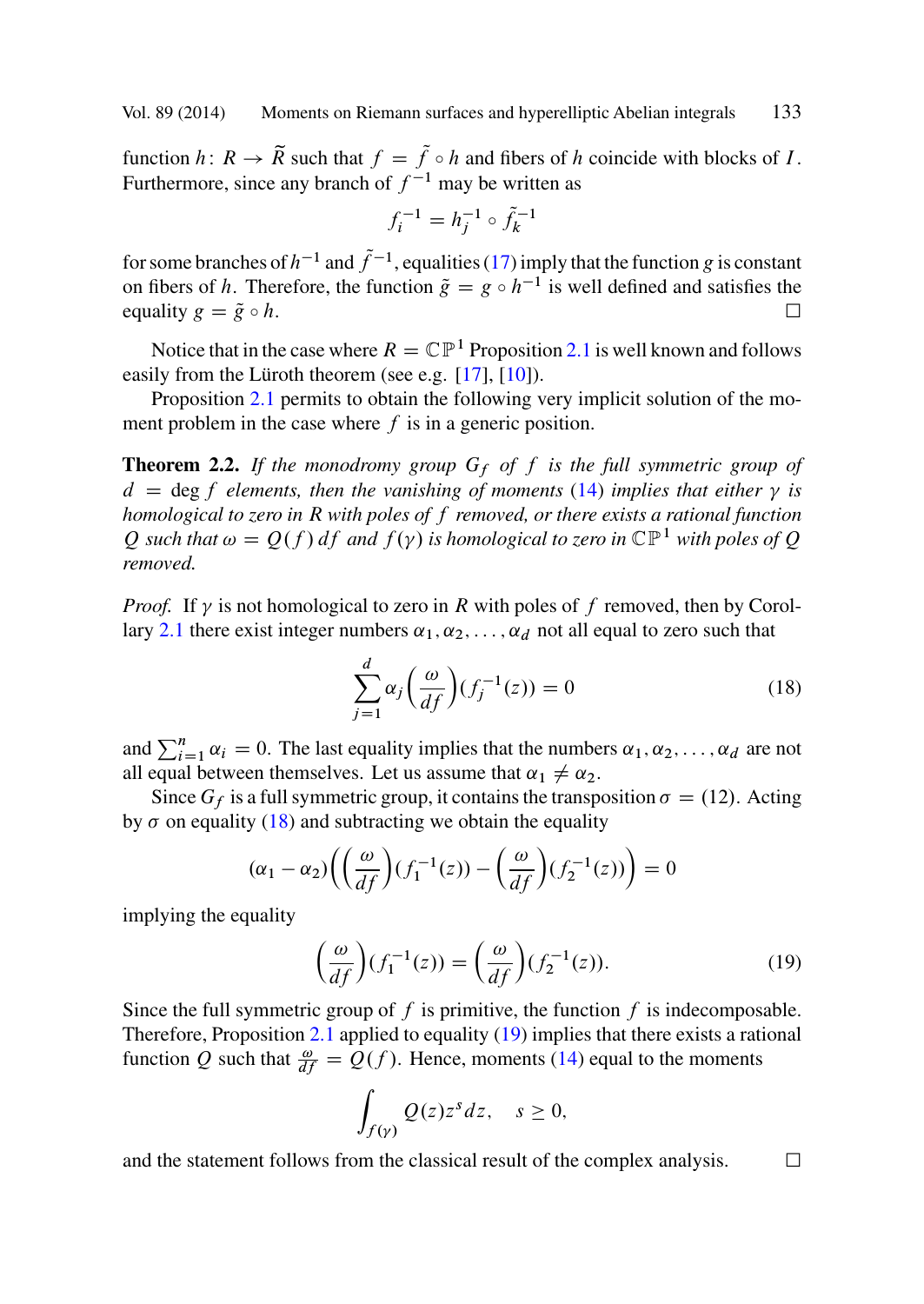function $h\colon R \to \widetilde{R}$ such that $f = \tilde{f} \circ h$ and fibers of $h$ coincide with blocks of $I$. Furthermore, since any branch of $f^{-1}$ may be written as

$$f_i^{-1} = h_j^{-1} \circ \tilde{f}_k^{-1}$$

for some branches of $h^{-1}$ and $\tilde{f}^{-1}$, equalities (17) imply that the function $g$ is constant on fibers of $h$. Therefore, the function $\tilde{g} = g \circ h^{-1}$ is well defined and satisfies the equality $g = \tilde{g} \circ h$. □

Notice that in the case where $R = \mathbb{CP}^1$ Proposition 2.1 is well known and follows easily from the Lüroth theorem (see e.g. [17], [10]).

Proposition 2.1 permits to obtain the following very implicit solution of the moment problem in the case where $f$ is in a generic position.

**Theorem 2.2.** *If the monodromy group $G_f$ of $f$ is the full symmetric group of $d = \deg f$ elements, then the vanishing of moments (14) implies that either $\gamma$ is homological to zero in $R$ with poles of $f$ removed, or there exists a rational function $Q$ such that $\omega = Q(f)\,df$ and $f(\gamma)$ is homological to zero in $\mathbb{CP}^1$ with poles of $Q$ removed.*

*Proof.* If $\gamma$ is not homological to zero in $R$ with poles of $f$ removed, then by Corollary 2.1 there exist integer numbers $\alpha_1, \alpha_2, \dots, \alpha_d$ not all equal to zero such that

$$\sum_{j=1}^{d} \alpha_j \left(\frac{\omega}{df}\right)(f_j^{-1}(z)) = 0 \tag{18}$$

and $\sum_{i=1}^{n} \alpha_i = 0$. The last equality implies that the numbers $\alpha_1, \alpha_2, \dots, \alpha_d$ are not all equal between themselves. Let us assume that $\alpha_1 \neq \alpha_2$.

Since $G_f$ is a full symmetric group, it contains the transposition $\sigma = (12)$. Acting by $\sigma$ on equality (18) and subtracting we obtain the equality

$$(\alpha_1 - \alpha_2)\left(\left(\frac{\omega}{df}\right)(f_1^{-1}(z)) - \left(\frac{\omega}{df}\right)(f_2^{-1}(z))\right) = 0$$

implying the equality

$$\left(\frac{\omega}{df}\right)(f_1^{-1}(z)) = \left(\frac{\omega}{df}\right)(f_2^{-1}(z)). \tag{19}$$

Since the full symmetric group of $f$ is primitive, the function $f$ is indecomposable. Therefore, Proposition 2.1 applied to equality (19) implies that there exists a rational function $Q$ such that $\frac{\omega}{df} = Q(f)$. Hence, moments (14) equal to the moments

$$\int_{f(\gamma)} Q(z) z^s \, dz, \quad s \geq 0,$$

and the statement follows from the classical result of the complex analysis. □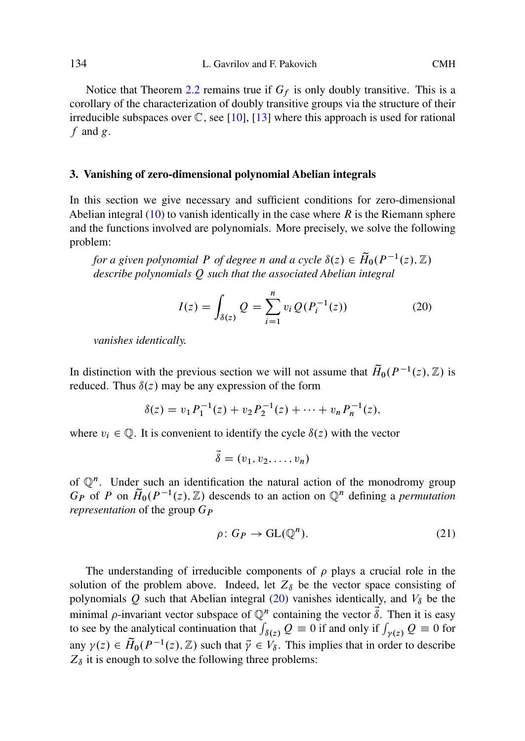Notice that Theorem 2.2 remains true if $G_f$ is only doubly transitive. This is a corollary of the characterization of doubly transitive groups via the structure of their irreducible subspaces over $\mathbb{C}$, see [10], [13] where this approach is used for rational $f$ and $g$.

### 3. Vanishing of zero-dimensional polynomial Abelian integrals

In this section we give necessary and sufficient conditions for zero-dimensional Abelian integral (10) to vanish identically in the case where $R$ is the Riemann sphere and the functions involved are polynomials. More precisely, we solve the following problem:

*for a given polynomial $P$ of degree $n$ and a cycle $\delta(z) \in \widetilde{H}_0(P^{-1}(z), \mathbb{Z})$ describe polynomials $Q$ such that the associated Abelian integral*

$$I(z) = \int_{\delta(z)} Q = \sum_{i=1}^{n} v_i \, Q(P_i^{-1}(z)) \tag{20}$$

*vanishes identically.*

In distinction with the previous section we will not assume that $\widetilde{H}_0(P^{-1}(z), \mathbb{Z})$ is reduced. Thus $\delta(z)$ may be any expression of the form

$$\delta(z) = v_1 P_1^{-1}(z) + v_2 P_2^{-1}(z) + \cdots + v_n P_n^{-1}(z),$$

where $v_i \in \mathbb{Q}$. It is convenient to identify the cycle $\delta(z)$ with the vector

$$\vec{\delta} = (v_1, v_2, \ldots, v_n)$$

of $\mathbb{Q}^n$. Under such an identification the natural action of the monodromy group $G_P$ of $P$ on $\widetilde{H}_0(P^{-1}(z), \mathbb{Z})$ descends to an action on $\mathbb{Q}^n$ defining a *permutation representation* of the group $G_P$

$$\rho \colon G_P \to \mathrm{GL}(\mathbb{Q}^n). \tag{21}$$

The understanding of irreducible components of $\rho$ plays a crucial role in the solution of the problem above. Indeed, let $Z_\delta$ be the vector space consisting of polynomials $Q$ such that Abelian integral (20) vanishes identically, and $V_\delta$ be the minimal $\rho$-invariant vector subspace of $\mathbb{Q}^n$ containing the vector $\vec{\delta}$. Then it is easy to see by the analytical continuation that $\int_{\delta(z)} Q \equiv 0$ if and only if $\int_{\gamma(z)} Q \equiv 0$ for any $\gamma(z) \in \widetilde{H}_0(P^{-1}(z), \mathbb{Z})$ such that $\vec{\gamma} \in V_\delta$. This implies that in order to describe $Z_\delta$ it is enough to solve the following three problems: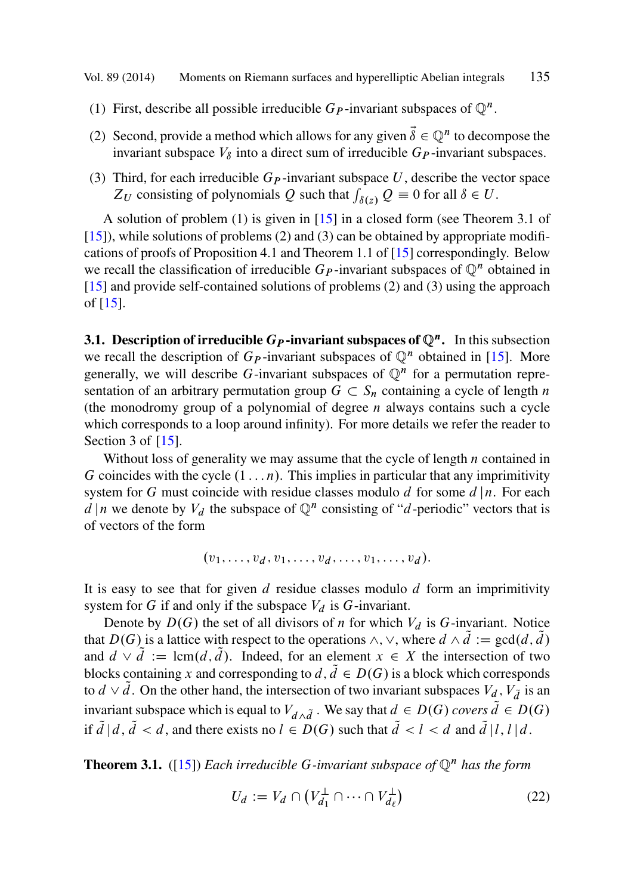(1) First, describe all possible irreducible $G_P$-invariant subspaces of $\mathbb{Q}^n$.

(2) Second, provide a method which allows for any given $\vec{\delta} \in \mathbb{Q}^n$ to decompose the invariant subspace $V_\delta$ into a direct sum of irreducible $G_P$-invariant subspaces.

(3) Third, for each irreducible $G_P$-invariant subspace $U$, describe the vector space $Z_U$ consisting of polynomials $Q$ such that $\int_{\delta(z)} Q \equiv 0$ for all $\delta \in U$.

A solution of problem (1) is given in [15] in a closed form (see Theorem 3.1 of [15]), while solutions of problems (2) and (3) can be obtained by appropriate modifications of proofs of Proposition 4.1 and Theorem 1.1 of [15] correspondingly. Below we recall the classification of irreducible $G_P$-invariant subspaces of $\mathbb{Q}^n$ obtained in [15] and provide self-contained solutions of problems (2) and (3) using the approach of [15].

**3.1. Description of irreducible $G_P$-invariant subspaces of $\mathbb{Q}^n$.** In this subsection we recall the description of $G_P$-invariant subspaces of $\mathbb{Q}^n$ obtained in [15]. More generally, we will describe $G$-invariant subspaces of $\mathbb{Q}^n$ for a permutation representation of an arbitrary permutation group $G \subset S_n$ containing a cycle of length $n$ (the monodromy group of a polynomial of degree $n$ always contains such a cycle which corresponds to a loop around infinity). For more details we refer the reader to Section 3 of [15].

Without loss of generality we may assume that the cycle of length $n$ contained in $G$ coincides with the cycle $(1 \dots n)$. This implies in particular that any imprimitivity system for $G$ must coincide with residue classes modulo $d$ for some $d\,|\,n$. For each $d\,|\,n$ we denote by $V_d$ the subspace of $\mathbb{Q}^n$ consisting of "$d$-periodic" vectors that is of vectors of the form

$$(v_1, \dots, v_d, v_1, \dots, v_d, \dots, v_1, \dots, v_d).$$

It is easy to see that for given $d$ residue classes modulo $d$ form an imprimitivity system for $G$ if and only if the subspace $V_d$ is $G$-invariant.

Denote by $D(G)$ the set of all divisors of $n$ for which $V_d$ is $G$-invariant. Notice that $D(G)$ is a lattice with respect to the operations $\wedge, \vee$, where $d \wedge \tilde{d} := \gcd(d, \tilde{d})$ and $d \vee \tilde{d} := \operatorname{lcm}(d, \tilde{d})$. Indeed, for an element $x \in X$ the intersection of two blocks containing $x$ and corresponding to $d, \tilde{d} \in D(G)$ is a block which corresponds to $d \vee \tilde{d}$. On the other hand, the intersection of two invariant subspaces $V_d, V_{\tilde{d}}$ is an invariant subspace which is equal to $V_{d \wedge \tilde{d}}$. We say that $d \in D(G)$ *covers* $\tilde{d} \in D(G)$ if $\tilde{d}\,|\,d$, $\tilde{d} < d$, and there exists no $l \in D(G)$ such that $\tilde{d} < l < d$ and $\tilde{d}\,|\,l, l\,|\,d$.

**Theorem 3.1.** ([15]) *Each irreducible $G$-invariant subspace of $\mathbb{Q}^n$ has the form*

$$U_d := V_d \cap \left(V_{d_1}^{\perp} \cap \dots \cap V_{d_\ell}^{\perp}\right) \tag{22}$$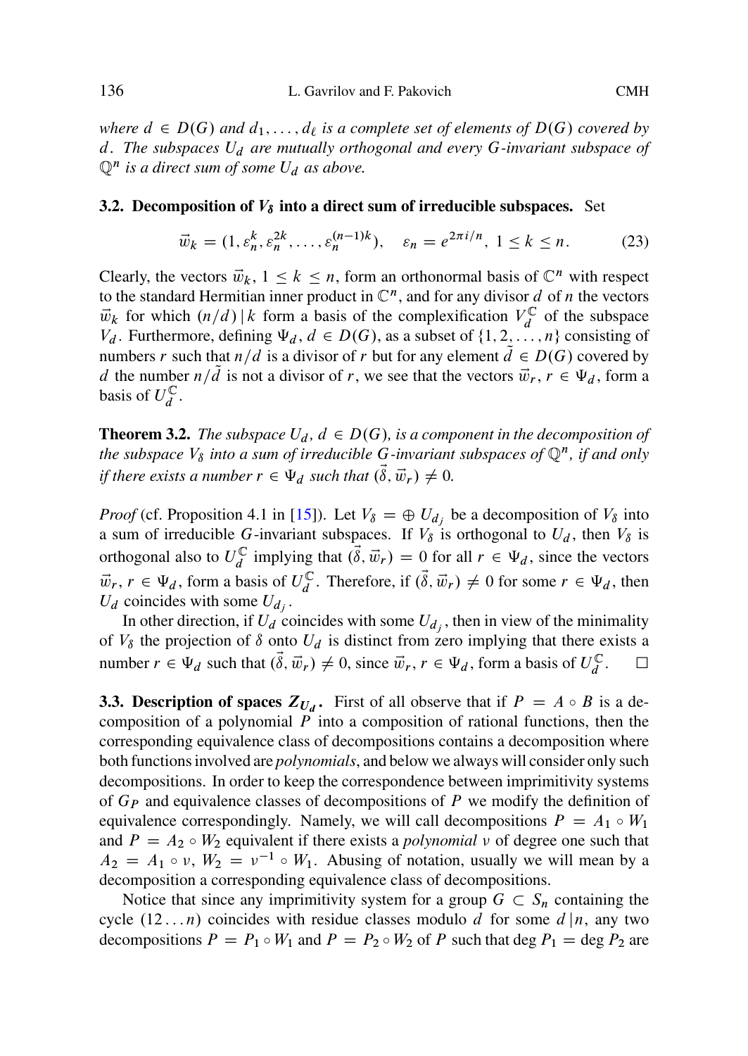*where $d \in D(G)$ and $d_1, \ldots, d_\ell$ is a complete set of elements of $D(G)$ covered by $d$. The subspaces $U_d$ are mutually orthogonal and every $G$-invariant subspace of $\mathbb{Q}^n$ is a direct sum of some $U_d$ as above.*

### 3.2. Decomposition of $V_\delta$ into a direct sum of irreducible subspaces.

Set

$$\vec{w}_k = (1, \varepsilon_n^k, \varepsilon_n^{2k}, \ldots, \varepsilon_n^{(n-1)k}), \quad \varepsilon_n = e^{2\pi i/n},\ 1 \le k \le n. \tag{23}$$

Clearly, the vectors $\vec{w}_k$, $1 \le k \le n$, form an orthonormal basis of $\mathbb{C}^n$ with respect to the standard Hermitian inner product in $\mathbb{C}^n$, and for any divisor $d$ of $n$ the vectors $\vec{w}_k$ for which $(n/d) \,|\, k$ form a basis of the complexification $V_d^{\mathbb{C}}$ of the subspace $V_d$. Furthermore, defining $\Psi_d$, $d \in D(G)$, as a subset of $\{1, 2, \ldots, n\}$ consisting of numbers $r$ such that $n/d$ is a divisor of $r$ but for any element $\tilde{d} \in D(G)$ covered by $d$ the number $n/\tilde{d}$ is not a divisor of $r$, we see that the vectors $\vec{w}_r$, $r \in \Psi_d$, form a basis of $U_d^{\mathbb{C}}$.

**Theorem 3.2.** *The subspace $U_d$, $d \in D(G)$, is a component in the decomposition of the subspace $V_\delta$ into a sum of irreducible $G$-invariant subspaces of $\mathbb{Q}^n$, if and only if there exists a number $r \in \Psi_d$ such that $(\vec{\delta}, \vec{w}_r) \neq 0$.*

*Proof* (cf. Proposition 4.1 in [15]). Let $V_\delta = \oplus\, U_{d_j}$ be a decomposition of $V_\delta$ into a sum of irreducible $G$-invariant subspaces. If $V_\delta$ is orthogonal to $U_d$, then $V_\delta$ is orthogonal also to $U_d^{\mathbb{C}}$ implying that $(\vec{\delta}, \vec{w}_r) = 0$ for all $r \in \Psi_d$, since the vectors $\vec{w}_r$, $r \in \Psi_d$, form a basis of $U_d^{\mathbb{C}}$. Therefore, if $(\vec{\delta}, \vec{w}_r) \neq 0$ for some $r \in \Psi_d$, then $U_d$ coincides with some $U_{d_j}$.

In other direction, if $U_d$ coincides with some $U_{d_j}$, then in view of the minimality of $V_\delta$ the projection of $\delta$ onto $U_d$ is distinct from zero implying that there exists a number $r \in \Psi_d$ such that $(\vec{\delta}, \vec{w}_r) \neq 0$, since $\vec{w}_r$, $r \in \Psi_d$, form a basis of $U_d^{\mathbb{C}}$. $\square$

### 3.3. Description of spaces $Z_{U_d}$.

First of all observe that if $P = A \circ B$ is a decomposition of a polynomial $P$ into a composition of rational functions, then the corresponding equivalence class of decompositions contains a decomposition where both functions involved are *polynomials*, and below we always will consider only such decompositions. In order to keep the correspondence between imprimitivity systems of $G_P$ and equivalence classes of decompositions of $P$ we modify the definition of equivalence correspondingly. Namely, we will call decompositions $P = A_1 \circ W_1$ and $P = A_2 \circ W_2$ equivalent if there exists a *polynomial* $\nu$ of degree one such that $A_2 = A_1 \circ \nu$, $W_2 = \nu^{-1} \circ W_1$. Abusing of notation, usually we will mean by a decomposition a corresponding equivalence class of decompositions.

Notice that since any imprimitivity system for a group $G \subset S_n$ containing the cycle $(12\ldots n)$ coincides with residue classes modulo $d$ for some $d \,|\, n$, any two decompositions $P = P_1 \circ W_1$ and $P = P_2 \circ W_2$ of $P$ such that $\deg P_1 = \deg P_2$ are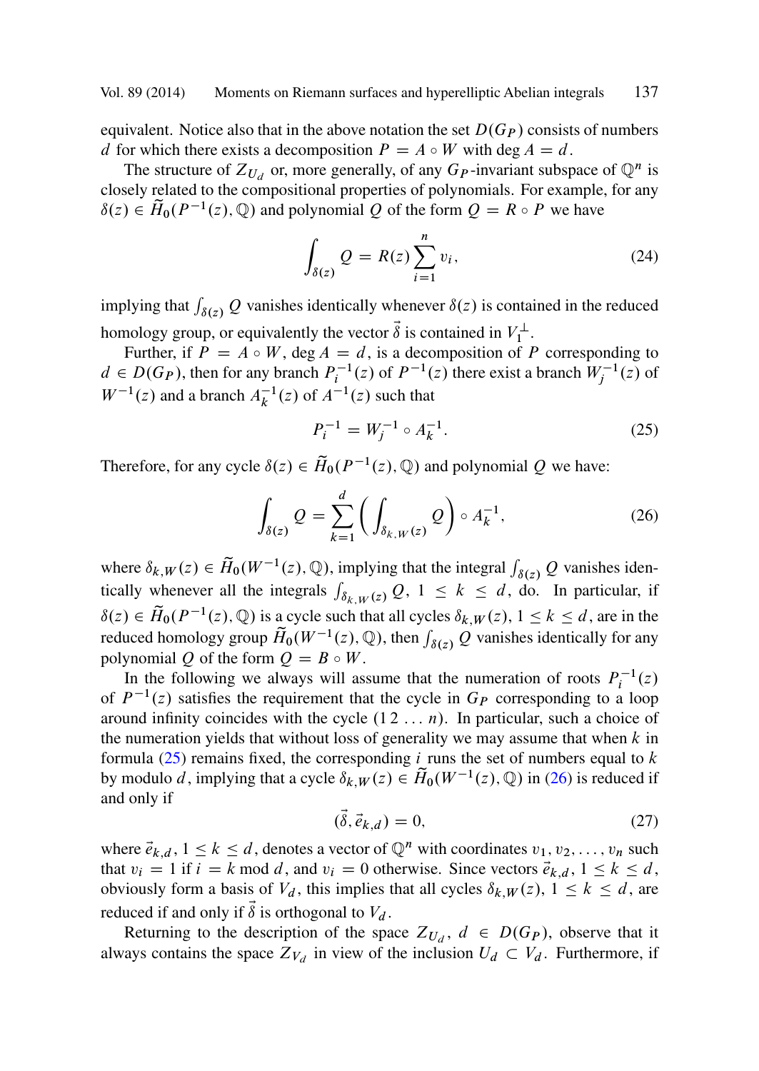equivalent. Notice also that in the above notation the set $D(G_P)$ consists of numbers $d$ for which there exists a decomposition $P = A \circ W$ with $\deg A = d$.

The structure of $Z_{U_d}$ or, more generally, of any $G_P$-invariant subspace of $\mathbb{Q}^n$ is closely related to the compositional properties of polynomials. For example, for any $\delta(z) \in \widetilde{H}_0(P^{-1}(z), \mathbb{Q})$ and polynomial $Q$ of the form $Q = R \circ P$ we have

$$\int_{\delta(z)} Q = R(z) \sum_{i=1}^{n} v_i, \tag{24}$$

implying that $\int_{\delta(z)} Q$ vanishes identically whenever $\delta(z)$ is contained in the reduced homology group, or equivalently the vector $\vec{\delta}$ is contained in $V_1^{\perp}$.

Further, if $P = A \circ W$, $\deg A = d$, is a decomposition of $P$ corresponding to $d \in D(G_P)$, then for any branch $P_i^{-1}(z)$ of $P^{-1}(z)$ there exist a branch $W_j^{-1}(z)$ of $W^{-1}(z)$ and a branch $A_k^{-1}(z)$ of $A^{-1}(z)$ such that

$$P_i^{-1} = W_j^{-1} \circ A_k^{-1}. \tag{25}$$

Therefore, for any cycle $\delta(z) \in \widetilde{H}_0(P^{-1}(z), \mathbb{Q})$ and polynomial $Q$ we have:

$$\int_{\delta(z)} Q = \sum_{k=1}^{d} \left( \int_{\delta_{k,W}(z)} Q \right) \circ A_k^{-1}, \tag{26}$$

where $\delta_{k,W}(z) \in \widetilde{H}_0(W^{-1}(z), \mathbb{Q})$, implying that the integral $\int_{\delta(z)} Q$ vanishes identically whenever all the integrals $\int_{\delta_{k,W}(z)} Q$, $1 \leq k \leq d$, do. In particular, if $\delta(z) \in \widetilde{H}_0(P^{-1}(z), \mathbb{Q})$ is a cycle such that all cycles $\delta_{k,W}(z)$, $1 \leq k \leq d$, are in the reduced homology group $\widetilde{H}_0(W^{-1}(z), \mathbb{Q})$, then $\int_{\delta(z)} Q$ vanishes identically for any polynomial $Q$ of the form $Q = B \circ W$.

In the following we always will assume that the numeration of roots $P_i^{-1}(z)$ of $P^{-1}(z)$ satisfies the requirement that the cycle in $G_P$ corresponding to a loop around infinity coincides with the cycle $(1\,2\,\ldots\,n)$. In particular, such a choice of the numeration yields that without loss of generality we may assume that when $k$ in formula (25) remains fixed, the corresponding $i$ runs the set of numbers equal to $k$ by modulo $d$, implying that a cycle $\delta_{k,W}(z) \in \widetilde{H}_0(W^{-1}(z), \mathbb{Q})$ in (26) is reduced if and only if

$$(\vec{\delta}, \vec{e}_{k,d}) = 0, \tag{27}$$

where $\vec{e}_{k,d}$, $1 \leq k \leq d$, denotes a vector of $\mathbb{Q}^n$ with coordinates $v_1, v_2, \ldots, v_n$ such that $v_i = 1$ if $i = k \bmod d$, and $v_i = 0$ otherwise. Since vectors $\vec{e}_{k,d}$, $1 \leq k \leq d$, obviously form a basis of $V_d$, this implies that all cycles $\delta_{k,W}(z)$, $1 \leq k \leq d$, are reduced if and only if $\vec{\delta}$ is orthogonal to $V_d$.

Returning to the description of the space $Z_{U_d}$, $d \in D(G_P)$, observe that it always contains the space $Z_{V_d}$ in view of the inclusion $U_d \subset V_d$. Furthermore, if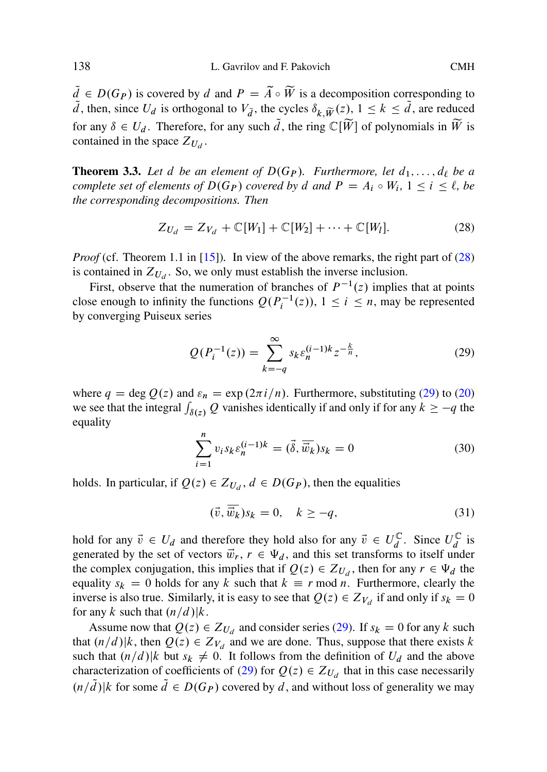$\tilde{d} \in D(G_P)$ is covered by $d$ and $P = \widetilde{A} \circ \widetilde{W}$ is a decomposition corresponding to $\tilde{d}$, then, since $U_d$ is orthogonal to $V_{\tilde{d}}$, the cycles $\delta_{k,\widetilde{W}}(z)$, $1 \le k \le \tilde{d}$, are reduced for any $\delta \in U_d$. Therefore, for any such $\tilde{d}$, the ring $\mathbb{C}[\widetilde{W}]$ of polynomials in $\widetilde{W}$ is contained in the space $Z_{U_d}$.

**Theorem 3.3.** *Let $d$ be an element of $D(G_P)$. Furthermore, let $d_1, \dots, d_\ell$ be a complete set of elements of $D(G_P)$ covered by $d$ and $P = A_i \circ W_i$, $1 \le i \le \ell$, be the corresponding decompositions. Then*

$$Z_{U_d} = Z_{V_d} + \mathbb{C}[W_1] + \mathbb{C}[W_2] + \cdots + \mathbb{C}[W_l]. \tag{28}$$

*Proof* (cf. Theorem 1.1 in [15]). In view of the above remarks, the right part of (28) is contained in $Z_{U_d}$. So, we only must establish the inverse inclusion.

First, observe that the numeration of branches of $P^{-1}(z)$ implies that at points close enough to infinity the functions $Q(P_i^{-1}(z))$, $1 \le i \le n$, may be represented by converging Puiseux series

$$Q(P_i^{-1}(z)) = \sum_{k=-q}^{\infty} s_k \varepsilon_n^{(i-1)k} z^{-\frac{k}{n}}, \tag{29}$$

where $q = \deg Q(z)$ and $\varepsilon_n = \exp(2\pi i/n)$. Furthermore, substituting (29) to (20) we see that the integral $\int_{\delta(z)} Q$ vanishes identically if and only if for any $k \ge -q$ the equality

$$\sum_{i=1}^{n} v_i s_k \varepsilon_n^{(i-1)k} = (\vec{\delta}, \overline{\vec{w}_k}) s_k = 0 \tag{30}$$

holds. In particular, if $Q(z) \in Z_{U_d}$, $d \in D(G_P)$, then the equalities

$$(\vec{v}, \overline{\vec{w}_k}) s_k = 0, \quad k \ge -q, \tag{31}$$

hold for any $\vec{v} \in U_d$ and therefore they hold also for any $\vec{v} \in U_d^{\mathbb{C}}$. Since $U_d^{\mathbb{C}}$ is generated by the set of vectors $\vec{w}_r$, $r \in \Psi_d$, and this set transforms to itself under the complex conjugation, this implies that if $Q(z) \in Z_{U_d}$, then for any $r \in \Psi_d$ the equality $s_k = 0$ holds for any $k$ such that $k \equiv r \bmod n$. Furthermore, clearly the inverse is also true. Similarly, it is easy to see that $Q(z) \in Z_{V_d}$ if and only if $s_k = 0$ for any $k$ such that $(n/d) | k$.

Assume now that $Q(z) \in Z_{U_d}$ and consider series (29). If $s_k = 0$ for any $k$ such that $(n/d)|k$, then $Q(z) \in Z_{V_d}$ and we are done. Thus, suppose that there exists $k$ such that $(n/d)|k$ but $s_k \ne 0$. It follows from the definition of $U_d$ and the above characterization of coefficients of (29) for $Q(z) \in Z_{U_d}$ that in this case necessarily $(n/\tilde{d})|k$ for some $\tilde{d} \in D(G_P)$ covered by $d$, and without loss of generality we may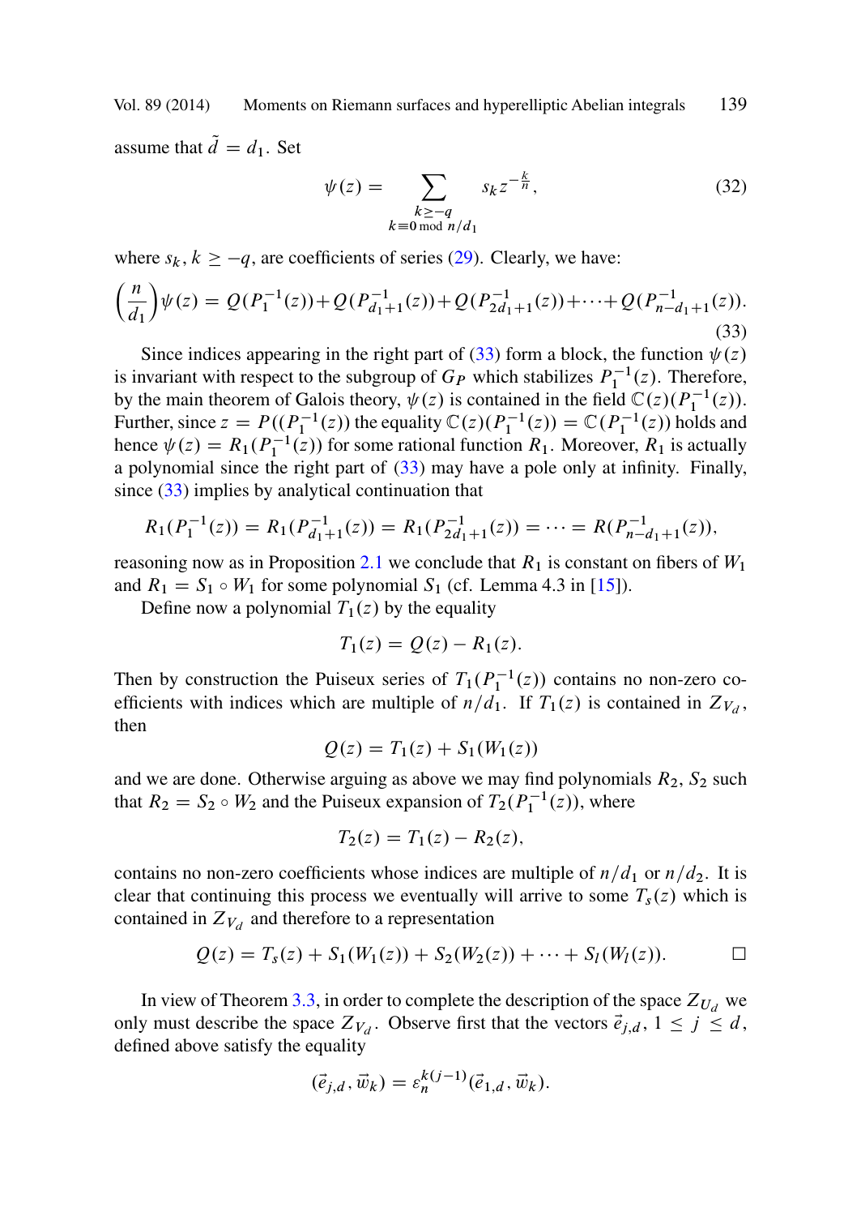assume that $\tilde{d} = d_1$. Set

$$\psi(z) = \sum_{\substack{k \geq -q \\ k \equiv 0 \bmod n/d_1}} s_k z^{-\frac{k}{n}}, \tag{32}$$

where $s_k$, $k \geq -q$, are coefficients of series (29). Clearly, we have:

$$\left(\frac{n}{d_1}\right)\psi(z) = Q(P_1^{-1}(z)) + Q(P_{d_1+1}^{-1}(z)) + Q(P_{2d_1+1}^{-1}(z)) + \cdots + Q(P_{n-d_1+1}^{-1}(z)). \tag{33}$$

Since indices appearing in the right part of (33) form a block, the function $\psi(z)$ is invariant with respect to the subgroup of $G_P$ which stabilizes $P_1^{-1}(z)$. Therefore, by the main theorem of Galois theory, $\psi(z)$ is contained in the field $\mathbb{C}(z)(P_1^{-1}(z))$. Further, since $z = P((P_1^{-1}(z))$ the equality $\mathbb{C}(z)(P_1^{-1}(z)) = \mathbb{C}(P_1^{-1}(z))$ holds and hence $\psi(z) = R_1(P_1^{-1}(z))$ for some rational function $R_1$. Moreover, $R_1$ is actually a polynomial since the right part of (33) may have a pole only at infinity. Finally, since (33) implies by analytical continuation that

$$R_1(P_1^{-1}(z)) = R_1(P_{d_1+1}^{-1}(z)) = R_1(P_{2d_1+1}^{-1}(z)) = \cdots = R(P_{n-d_1+1}^{-1}(z)),$$

reasoning now as in Proposition 2.1 we conclude that $R_1$ is constant on fibers of $W_1$ and $R_1 = S_1 \circ W_1$ for some polynomial $S_1$ (cf. Lemma 4.3 in [15]).

Define now a polynomial $T_1(z)$ by the equality

$$T_1(z) = Q(z) - R_1(z).$$

Then by construction the Puiseux series of $T_1(P_1^{-1}(z))$ contains no non-zero coefficients with indices which are multiple of $n/d_1$. If $T_1(z)$ is contained in $Z_{V_d}$, then

$$Q(z) = T_1(z) + S_1(W_1(z))$$

and we are done. Otherwise arguing as above we may find polynomials $R_2$, $S_2$ such that $R_2 = S_2 \circ W_2$ and the Puiseux expansion of $T_2(P_1^{-1}(z))$, where

$$T_2(z) = T_1(z) - R_2(z),$$

contains no non-zero coefficients whose indices are multiple of $n/d_1$ or $n/d_2$. It is clear that continuing this process we eventually will arrive to some $T_s(z)$ which is contained in $Z_{V_d}$ and therefore to a representation

$$Q(z) = T_s(z) + S_1(W_1(z)) + S_2(W_2(z)) + \cdots + S_l(W_l(z)). \qquad \square$$

In view of Theorem 3.3, in order to complete the description of the space $Z_{U_d}$ we only must describe the space $Z_{V_d}$. Observe first that the vectors $\vec{e}_{j,d}$, $1 \leq j \leq d$, defined above satisfy the equality

$$(\vec{e}_{j,d}, \vec{w}_k) = \varepsilon_n^{k(j-1)}(\vec{e}_{1,d}, \vec{w}_k).$$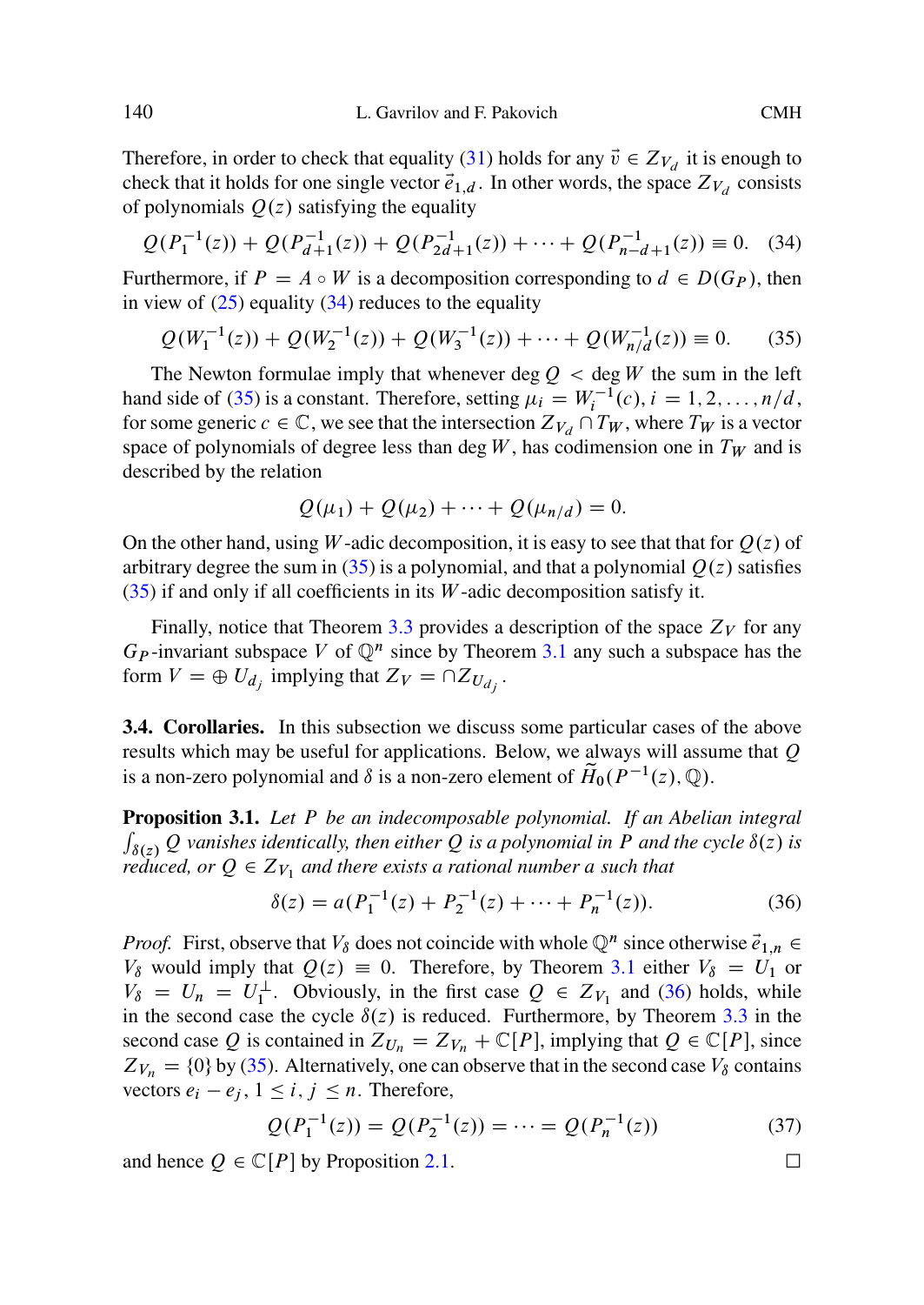Therefore, in order to check that equality (31) holds for any $\vec{v} \in Z_{V_d}$ it is enough to check that it holds for one single vector $\vec{e}_{1,d}$. In other words, the space $Z_{V_d}$ consists of polynomials $Q(z)$ satisfying the equality

$$Q(P_1^{-1}(z)) + Q(P_{d+1}^{-1}(z)) + Q(P_{2d+1}^{-1}(z)) + \cdots + Q(P_{n-d+1}^{-1}(z)) \equiv 0. \quad (34)$$

Furthermore, if $P = A \circ W$ is a decomposition corresponding to $d \in D(G_P)$, then in view of (25) equality (34) reduces to the equality

$$Q(W_1^{-1}(z)) + Q(W_2^{-1}(z)) + Q(W_3^{-1}(z)) + \cdots + Q(W_{n/d}^{-1}(z)) \equiv 0. \quad (35)$$

The Newton formulae imply that whenever $\deg Q < \deg W$ the sum in the left hand side of (35) is a constant. Therefore, setting $\mu_i = W_i^{-1}(c)$, $i = 1, 2, \ldots, n/d$, for some generic $c \in \mathbb{C}$, we see that the intersection $Z_{V_d} \cap T_W$, where $T_W$ is a vector space of polynomials of degree less than $\deg W$, has codimension one in $T_W$ and is described by the relation

$$Q(\mu_1) + Q(\mu_2) + \cdots + Q(\mu_{n/d}) = 0.$$

On the other hand, using $W$-adic decomposition, it is easy to see that that for $Q(z)$ of arbitrary degree the sum in (35) is a polynomial, and that a polynomial $Q(z)$ satisfies (35) if and only if all coefficients in its $W$-adic decomposition satisfy it.

Finally, notice that Theorem 3.3 provides a description of the space $Z_V$ for any $G_P$-invariant subspace $V$ of $\mathbb{Q}^n$ since by Theorem 3.1 any such a subspace has the form $V = \oplus U_{d_j}$ implying that $Z_V = \cap Z_{U_{d_j}}$.

### 3.4. Corollaries.

In this subsection we discuss some particular cases of the above results which may be useful for applications. Below, we always will assume that $Q$ is a non-zero polynomial and $\delta$ is a non-zero element of $\widetilde{H}_0(P^{-1}(z), \mathbb{Q})$.

**Proposition 3.1.** *Let $P$ be an indecomposable polynomial. If an Abelian integral $\int_{\delta(z)} Q$ vanishes identically, then either $Q$ is a polynomial in $P$ and the cycle $\delta(z)$ is reduced, or $Q \in Z_{V_1}$ and there exists a rational number $a$ such that*

$$\delta(z) = a(P_1^{-1}(z) + P_2^{-1}(z) + \cdots + P_n^{-1}(z)). \quad (36)$$

*Proof.* First, observe that $V_\delta$ does not coincide with whole $\mathbb{Q}^n$ since otherwise $\vec{e}_{1,n} \in V_\delta$ would imply that $Q(z) \equiv 0$. Therefore, by Theorem 3.1 either $V_\delta = U_1$ or $V_\delta = U_n = U_1^\perp$. Obviously, in the first case $Q \in Z_{V_1}$ and (36) holds, while in the second case the cycle $\delta(z)$ is reduced. Furthermore, by Theorem 3.3 in the second case $Q$ is contained in $Z_{U_n} = Z_{V_n} + \mathbb{C}[P]$, implying that $Q \in \mathbb{C}[P]$, since $Z_{V_n} = \{0\}$ by (35). Alternatively, one can observe that in the second case $V_\delta$ contains vectors $e_i - e_j$, $1 \leq i, j \leq n$. Therefore,

$$Q(P_1^{-1}(z)) = Q(P_2^{-1}(z)) = \cdots = Q(P_n^{-1}(z)) \quad (37)$$

and hence $Q \in \mathbb{C}[P]$ by Proposition 2.1. $\square$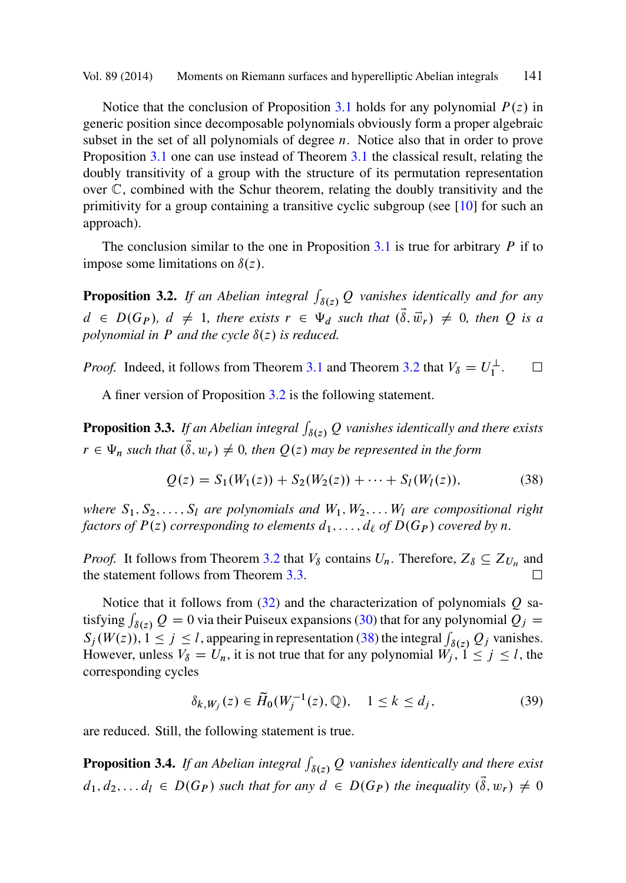Notice that the conclusion of Proposition 3.1 holds for any polynomial $P(z)$ in generic position since decomposable polynomials obviously form a proper algebraic subset in the set of all polynomials of degree $n$. Notice also that in order to prove Proposition 3.1 one can use instead of Theorem 3.1 the classical result, relating the doubly transitivity of a group with the structure of its permutation representation over $\mathbb{C}$, combined with the Schur theorem, relating the doubly transitivity and the primitivity for a group containing a transitive cyclic subgroup (see [10] for such an approach).

The conclusion similar to the one in Proposition 3.1 is true for arbitrary $P$ if to impose some limitations on $\delta(z)$.

**Proposition 3.2.** *If an Abelian integral $\int_{\delta(z)} Q$ vanishes identically and for any $d \in D(G_P)$, $d \neq 1$, there exists $r \in \Psi_d$ such that $(\vec{\delta}, \vec{w}_r) \neq 0$, then $Q$ is a polynomial in $P$ and the cycle $\delta(z)$ is reduced.*

*Proof.* Indeed, it follows from Theorem 3.1 and Theorem 3.2 that $V_\delta = U_1^\perp$. □

A finer version of Proposition 3.2 is the following statement.

**Proposition 3.3.** *If an Abelian integral $\int_{\delta(z)} Q$ vanishes identically and there exists $r \in \Psi_n$ such that $(\vec{\delta}, w_r) \neq 0$, then $Q(z)$ may be represented in the form*

$$Q(z) = S_1(W_1(z)) + S_2(W_2(z)) + \cdots + S_l(W_l(z)), \tag{38}$$

*where $S_1, S_2, \ldots, S_l$ are polynomials and $W_1, W_2, \ldots W_l$ are compositional right factors of $P(z)$ corresponding to elements $d_1, \ldots, d_\ell$ of $D(G_P)$ covered by $n$.*

*Proof.* It follows from Theorem 3.2 that $V_\delta$ contains $U_n$. Therefore, $Z_\delta \subseteq Z_{U_n}$ and the statement follows from Theorem 3.3. □

Notice that it follows from (32) and the characterization of polynomials $Q$ satisfying $\int_{\delta(z)} Q = 0$ via their Puiseux expansions (30) that for any polynomial $Q_j = S_j(W(z))$, $1 \leq j \leq l$, appearing in representation (38) the integral $\int_{\delta(z)} Q_j$ vanishes. However, unless $V_\delta = U_n$, it is not true that for any polynomial $W_j$, $1 \leq j \leq l$, the corresponding cycles

$$\delta_{k,W_j}(z) \in \widetilde{H}_0(W_j^{-1}(z), \mathbb{Q}), \quad 1 \leq k \leq d_j, \tag{39}$$

are reduced. Still, the following statement is true.

**Proposition 3.4.** *If an Abelian integral $\int_{\delta(z)} Q$ vanishes identically and there exist $d_1, d_2, \ldots d_l \in D(G_P)$ such that for any $d \in D(G_P)$ the inequality $(\vec{\delta}, w_r) \neq 0$*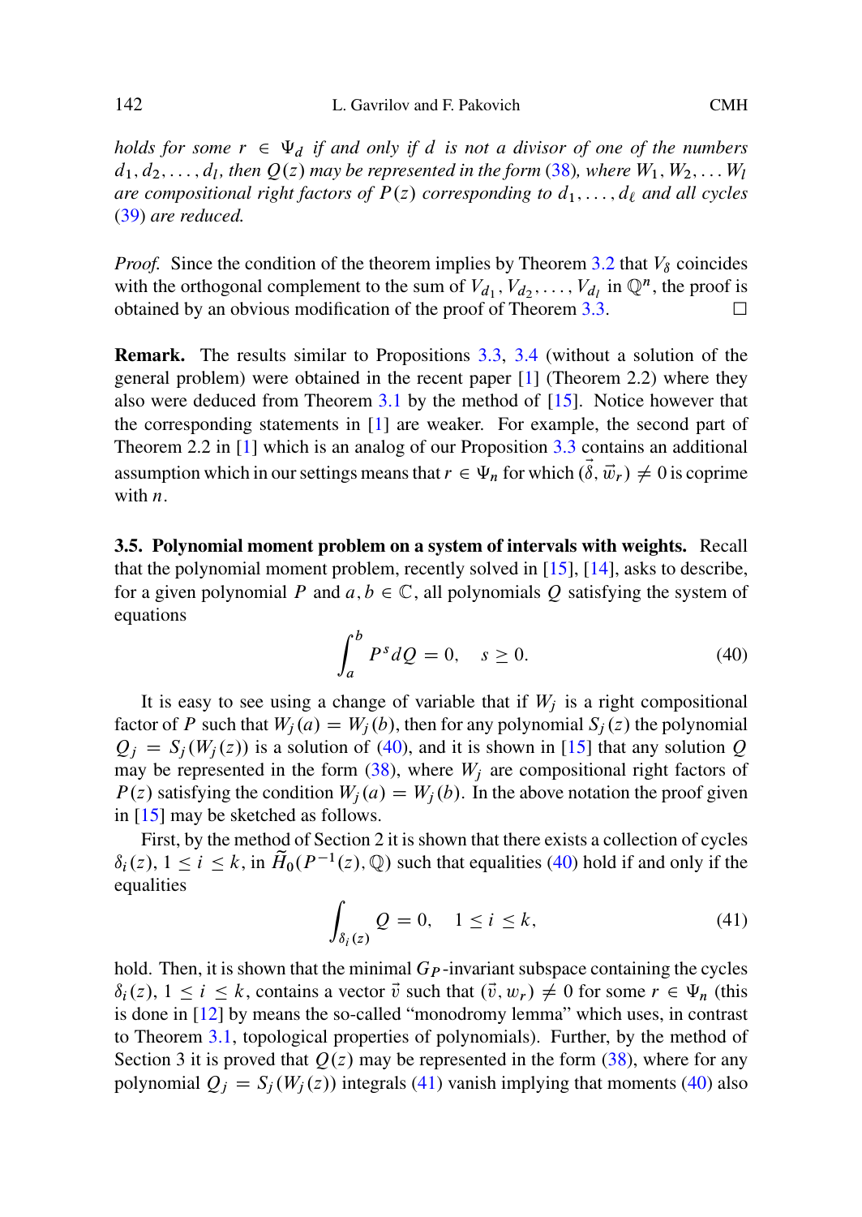*holds for some $r \in \Psi_d$ if and only if $d$ is not a divisor of one of the numbers $d_1, d_2, \dots, d_l$, then $Q(z)$ may be represented in the form (38), where $W_1, W_2, \dots W_l$ are compositional right factors of $P(z)$ corresponding to $d_1, \dots, d_\ell$ and all cycles (39) are reduced.*

*Proof.* Since the condition of the theorem implies by Theorem 3.2 that $V_\delta$ coincides with the orthogonal complement to the sum of $V_{d_1}, V_{d_2}, \dots, V_{d_l}$ in $\mathbb{Q}^n$, the proof is obtained by an obvious modification of the proof of Theorem 3.3. □

**Remark.** The results similar to Propositions 3.3, 3.4 (without a solution of the general problem) were obtained in the recent paper [1] (Theorem 2.2) where they also were deduced from Theorem 3.1 by the method of [15]. Notice however that the corresponding statements in [1] are weaker. For example, the second part of Theorem 2.2 in [1] which is an analog of our Proposition 3.3 contains an additional assumption which in our settings means that $r \in \Psi_n$ for which $(\vec{\delta}, \vec{w}_r) \neq 0$ is coprime with $n$.

### 3.5. Polynomial moment problem on a system of intervals with weights.

Recall that the polynomial moment problem, recently solved in [15], [14], asks to describe, for a given polynomial $P$ and $a, b \in \mathbb{C}$, all polynomials $Q$ satisfying the system of equations

$$\int_a^b P^s dQ = 0, \quad s \geq 0. \tag{40}$$

It is easy to see using a change of variable that if $W_j$ is a right compositional factor of $P$ such that $W_j(a) = W_j(b)$, then for any polynomial $S_j(z)$ the polynomial $Q_j = S_j(W_j(z))$ is a solution of (40), and it is shown in [15] that any solution $Q$ may be represented in the form (38), where $W_j$ are compositional right factors of $P(z)$ satisfying the condition $W_j(a) = W_j(b)$. In the above notation the proof given in [15] may be sketched as follows.

First, by the method of Section 2 it is shown that there exists a collection of cycles $\delta_i(z)$, $1 \leq i \leq k$, in $\widetilde{H}_0(P^{-1}(z), \mathbb{Q})$ such that equalities (40) hold if and only if the equalities

$$\int_{\delta_i(z)} Q = 0, \quad 1 \leq i \leq k, \tag{41}$$

hold. Then, it is shown that the minimal $G_P$-invariant subspace containing the cycles $\delta_i(z)$, $1 \leq i \leq k$, contains a vector $\vec{v}$ such that $(\vec{v}, w_r) \neq 0$ for some $r \in \Psi_n$ (this is done in [12] by means the so-called "monodromy lemma" which uses, in contrast to Theorem 3.1, topological properties of polynomials). Further, by the method of Section 3 it is proved that $Q(z)$ may be represented in the form (38), where for any polynomial $Q_j = S_j(W_j(z))$ integrals (41) vanish implying that moments (40) also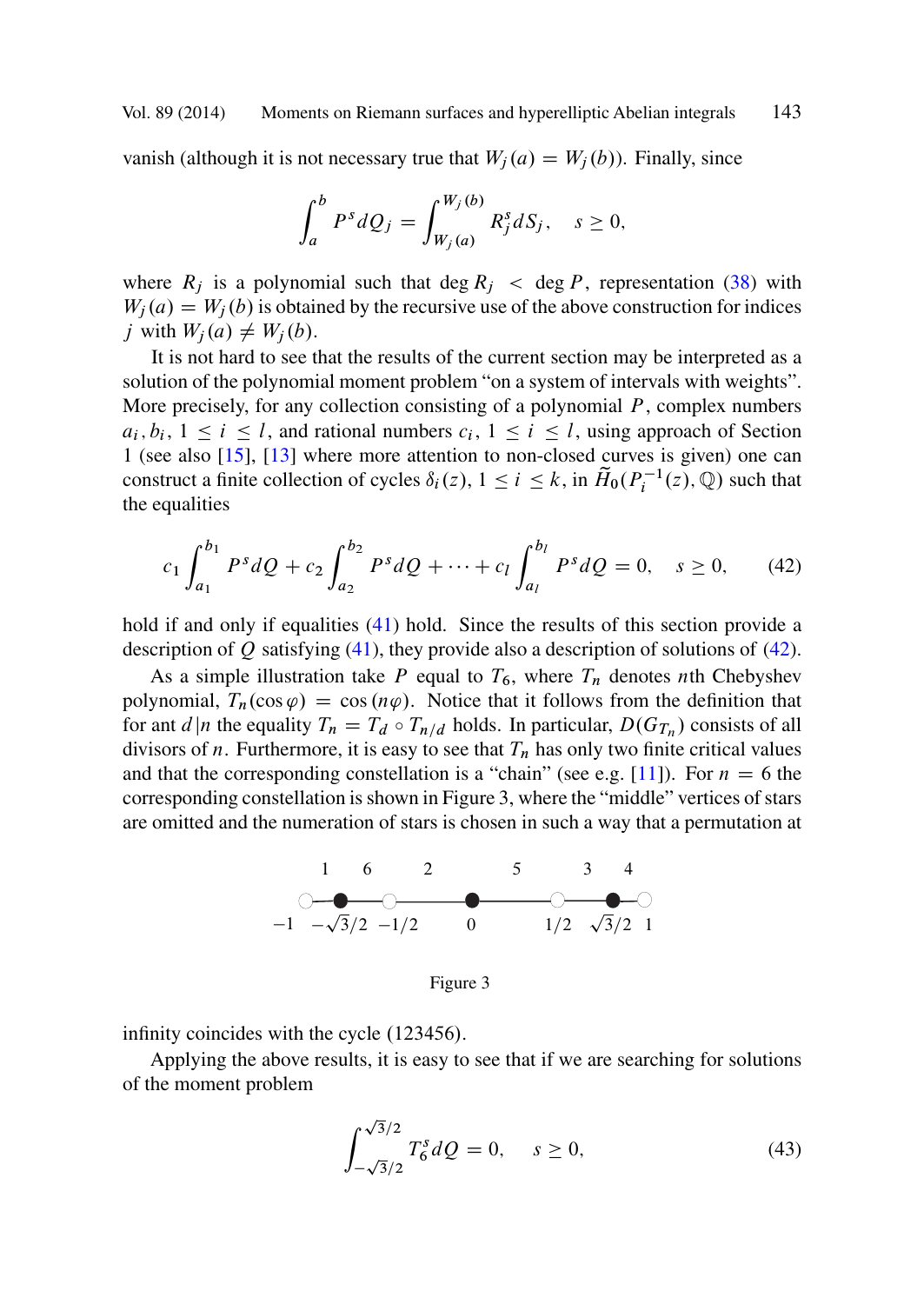vanish (although it is not necessary true that $W_j(a) = W_j(b)$). Finally, since

$$\int_a^b P^s dQ_j = \int_{W_j(a)}^{W_j(b)} R_j^s dS_j, \quad s \geq 0,$$

where $R_j$ is a polynomial such that $\deg R_j < \deg P$, representation (38) with $W_j(a) = W_j(b)$ is obtained by the recursive use of the above construction for indices $j$ with $W_j(a) \neq W_j(b)$.

It is not hard to see that the results of the current section may be interpreted as a solution of the polynomial moment problem "on a system of intervals with weights". More precisely, for any collection consisting of a polynomial $P$, complex numbers $a_i, b_i$, $1 \leq i \leq l$, and rational numbers $c_i$, $1 \leq i \leq l$, using approach of Section 1 (see also [15], [13] where more attention to non-closed curves is given) one can construct a finite collection of cycles $\delta_i(z)$, $1 \leq i \leq k$, in $\widetilde{H}_0(P_i^{-1}(z), \mathbb{Q})$ such that the equalities

$$c_1 \int_{a_1}^{b_1} P^s dQ + c_2 \int_{a_2}^{b_2} P^s dQ + \cdots + c_l \int_{a_l}^{b_l} P^s dQ = 0, \quad s \geq 0, \tag{42}$$

hold if and only if equalities (41) hold. Since the results of this section provide a description of $Q$ satisfying (41), they provide also a description of solutions of (42).

As a simple illustration take $P$ equal to $T_6$, where $T_n$ denotes $n$th Chebyshev polynomial, $T_n(\cos\varphi) = \cos(n\varphi)$. Notice that it follows from the definition that for ant $d|n$ the equality $T_n = T_d \circ T_{n/d}$ holds. In particular, $D(G_{T_n})$ consists of all divisors of $n$. Furthermore, it is easy to see that $T_n$ has only two finite critical values and that the corresponding constellation is a "chain" (see e.g. [11]). For $n = 6$ the corresponding constellation is shown in Figure 3, where the "middle" vertices of stars are omitted and the numeration of stars is chosen in such a way that a permutation at

Figure 3

infinity coincides with the cycle (123456).

Applying the above results, it is easy to see that if we are searching for solutions of the moment problem

$$\int_{-\sqrt{3}/2}^{\sqrt{3}/2} T_6^s dQ = 0, \quad s \geq 0, \tag{43}$$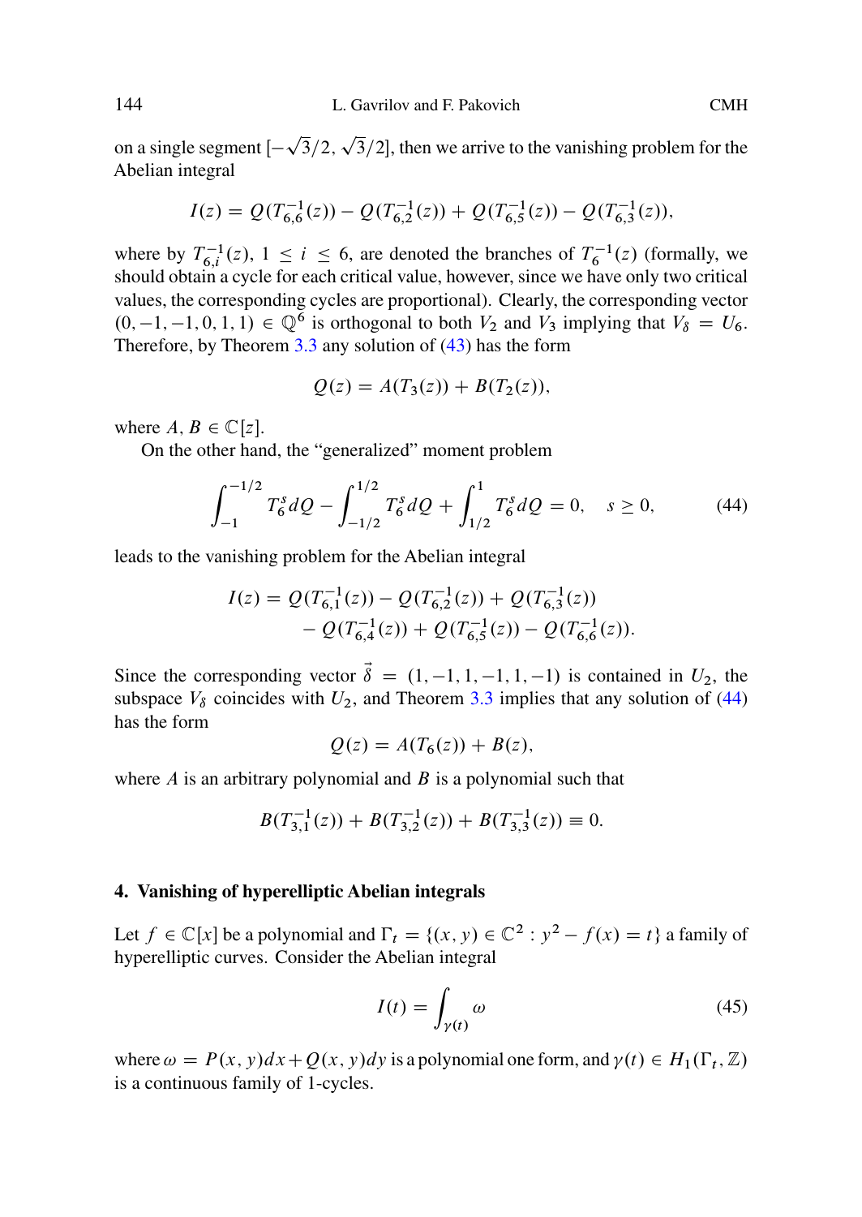on a single segment $[-\sqrt{3}/2, \sqrt{3}/2]$, then we arrive to the vanishing problem for the Abelian integral

$$I(z) = Q(T_{6,6}^{-1}(z)) - Q(T_{6,2}^{-1}(z)) + Q(T_{6,5}^{-1}(z)) - Q(T_{6,3}^{-1}(z)),$$

where by $T_{6,i}^{-1}(z)$, $1 \leq i \leq 6$, are denoted the branches of $T_6^{-1}(z)$ (formally, we should obtain a cycle for each critical value, however, since we have only two critical values, the corresponding cycles are proportional). Clearly, the corresponding vector $(0, -1, -1, 0, 1, 1) \in \mathbb{Q}^6$ is orthogonal to both $V_2$ and $V_3$ implying that $V_\delta = U_6$. Therefore, by Theorem 3.3 any solution of (43) has the form

$$Q(z) = A(T_3(z)) + B(T_2(z)),$$

where $A, B \in \mathbb{C}[z]$.

On the other hand, the "generalized" moment problem

$$\int_{-1}^{-1/2} T_6^s dQ - \int_{-1/2}^{1/2} T_6^s dQ + \int_{1/2}^{1} T_6^s dQ = 0, \quad s \geq 0, \tag{44}$$

leads to the vanishing problem for the Abelian integral

$$\begin{aligned} I(z) = {} & Q(T_{6,1}^{-1}(z)) - Q(T_{6,2}^{-1}(z)) + Q(T_{6,3}^{-1}(z)) \\ & - Q(T_{6,4}^{-1}(z)) + Q(T_{6,5}^{-1}(z)) - Q(T_{6,6}^{-1}(z)). \end{aligned}$$

Since the corresponding vector $\vec{\delta} = (1, -1, 1, -1, 1, -1)$ is contained in $U_2$, the subspace $V_\delta$ coincides with $U_2$, and Theorem 3.3 implies that any solution of (44) has the form

$$Q(z) = A(T_6(z)) + B(z),$$

where $A$ is an arbitrary polynomial and $B$ is a polynomial such that

$$B(T_{3,1}^{-1}(z)) + B(T_{3,2}^{-1}(z)) + B(T_{3,3}^{-1}(z)) \equiv 0.$$

## 4. Vanishing of hyperelliptic Abelian integrals

Let $f \in \mathbb{C}[x]$ be a polynomial and $\Gamma_t = \{(x, y) \in \mathbb{C}^2 : y^2 - f(x) = t\}$ a family of hyperelliptic curves. Consider the Abelian integral

$$I(t) = \int_{\gamma(t)} \omega \tag{45}$$

where $\omega = P(x, y)dx + Q(x, y)dy$ is a polynomial one form, and $\gamma(t) \in H_1(\Gamma_t, \mathbb{Z})$ is a continuous family of 1-cycles.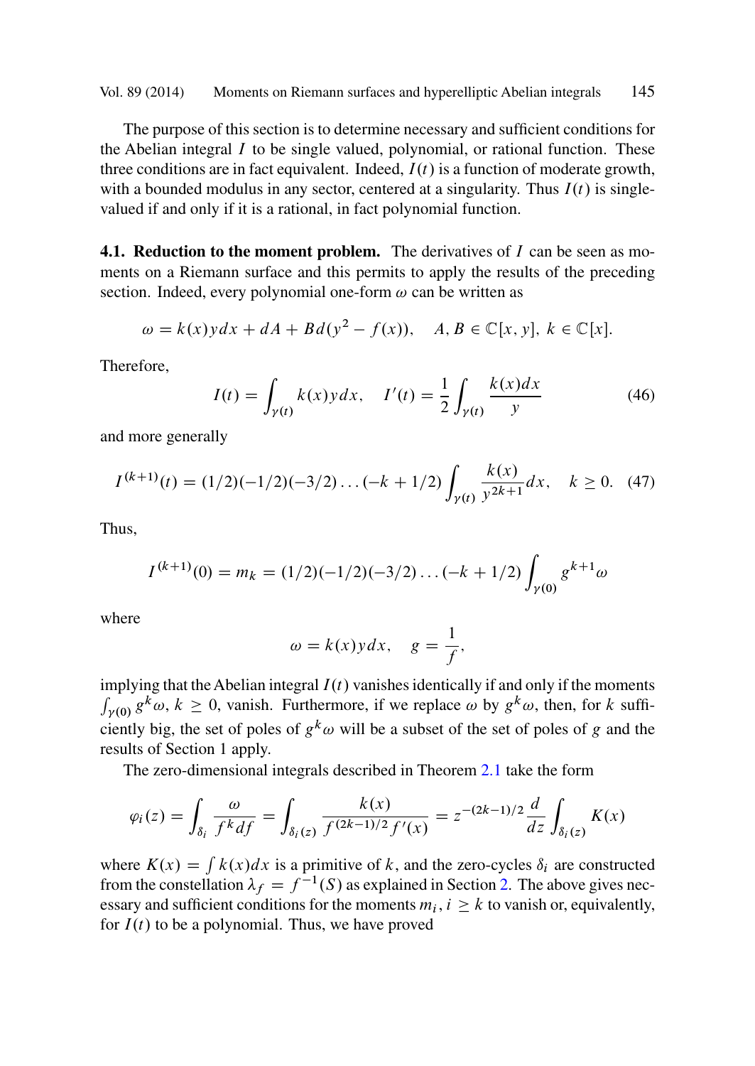The purpose of this section is to determine necessary and sufficient conditions for the Abelian integral $I$ to be single valued, polynomial, or rational function. These three conditions are in fact equivalent. Indeed, $I(t)$ is a function of moderate growth, with a bounded modulus in any sector, centered at a singularity. Thus $I(t)$ is single-valued if and only if it is a rational, in fact polynomial function.

**4.1. Reduction to the moment problem.** The derivatives of $I$ can be seen as moments on a Riemann surface and this permits to apply the results of the preceding section. Indeed, every polynomial one-form $\omega$ can be written as

$$\omega = k(x)ydx + dA + Bd(y^2 - f(x)), \quad A, B \in \mathbb{C}[x, y],\ k \in \mathbb{C}[x].$$

Therefore,

$$I(t) = \int_{\gamma(t)} k(x)ydx, \quad I'(t) = \frac{1}{2}\int_{\gamma(t)} \frac{k(x)dx}{y} \tag{46}$$

and more generally

$$I^{(k+1)}(t) = (1/2)(-1/2)(-3/2)\dots(-k+1/2)\int_{\gamma(t)} \frac{k(x)}{y^{2k+1}}dx, \quad k \geq 0. \tag{47}$$

Thus,

$$I^{(k+1)}(0) = m_k = (1/2)(-1/2)(-3/2)\dots(-k+1/2)\int_{\gamma(0)} g^{k+1}\omega$$

where

$$\omega = k(x)ydx, \quad g = \frac{1}{f},$$

implying that the Abelian integral $I(t)$ vanishes identically if and only if the moments $\int_{\gamma(0)} g^k\omega$, $k \geq 0$, vanish. Furthermore, if we replace $\omega$ by $g^k\omega$, then, for $k$ sufficiently big, the set of poles of $g^k\omega$ will be a subset of the set of poles of $g$ and the results of Section 1 apply.

The zero-dimensional integrals described in Theorem 2.1 take the form

$$\varphi_i(z) = \int_{\delta_i} \frac{\omega}{f^k df} = \int_{\delta_i(z)} \frac{k(x)}{f^{(2k-1)/2}f'(x)} = z^{-(2k-1)/2}\frac{d}{dz}\int_{\delta_i(z)} K(x)$$

where $K(x) = \int k(x)dx$ is a primitive of $k$, and the zero-cycles $\delta_i$ are constructed from the constellation $\lambda_f = f^{-1}(S)$ as explained in Section 2. The above gives necessary and sufficient conditions for the moments $m_i$, $i \geq k$ to vanish or, equivalently, for $I(t)$ to be a polynomial. Thus, we have proved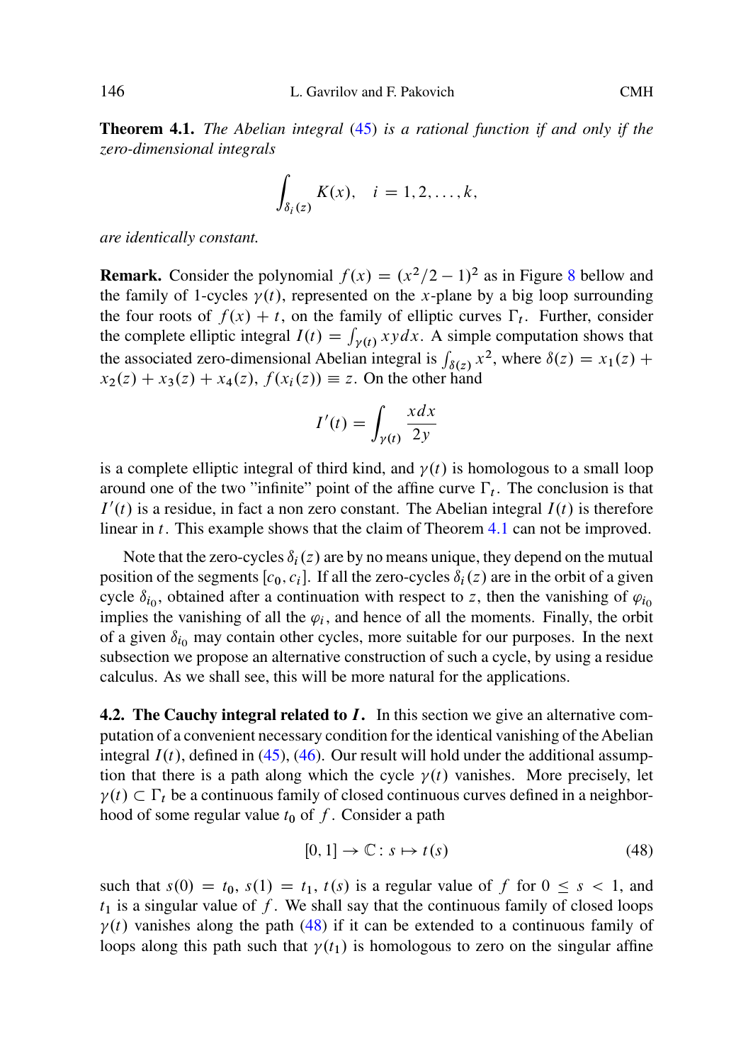**Theorem 4.1.** *The Abelian integral* (45) *is a rational function if and only if the zero-dimensional integrals*

$$\int_{\delta_i(z)} K(x), \quad i = 1, 2, \dots, k,$$

*are identically constant.*

**Remark.** Consider the polynomial $f(x) = (x^2/2 - 1)^2$ as in Figure 8 bellow and the family of 1-cycles $\gamma(t)$, represented on the $x$-plane by a big loop surrounding the four roots of $f(x) + t$, on the family of elliptic curves $\Gamma_t$. Further, consider the complete elliptic integral $I(t) = \int_{\gamma(t)} xy\,dx$. A simple computation shows that the associated zero-dimensional Abelian integral is $\int_{\delta(z)} x^2$, where $\delta(z) = x_1(z) + x_2(z) + x_3(z) + x_4(z)$, $f(x_i(z)) \equiv z$. On the other hand

$$I'(t) = \int_{\gamma(t)} \frac{x\,dx}{2y}$$

is a complete elliptic integral of third kind, and $\gamma(t)$ is homologous to a small loop around one of the two "infinite" point of the affine curve $\Gamma_t$. The conclusion is that $I'(t)$ is a residue, in fact a non zero constant. The Abelian integral $I(t)$ is therefore linear in $t$. This example shows that the claim of Theorem 4.1 can not be improved.

Note that the zero-cycles $\delta_i(z)$ are by no means unique, they depend on the mutual position of the segments $[c_0, c_i]$. If all the zero-cycles $\delta_i(z)$ are in the orbit of a given cycle $\delta_{i_0}$, obtained after a continuation with respect to $z$, then the vanishing of $\varphi_{i_0}$ implies the vanishing of all the $\varphi_i$, and hence of all the moments. Finally, the orbit of a given $\delta_{i_0}$ may contain other cycles, more suitable for our purposes. In the next subsection we propose an alternative construction of such a cycle, by using a residue calculus. As we shall see, this will be more natural for the applications.

**4.2. The Cauchy integral related to $I$.** In this section we give an alternative computation of a convenient necessary condition for the identical vanishing of the Abelian integral $I(t)$, defined in (45), (46). Our result will hold under the additional assumption that there is a path along which the cycle $\gamma(t)$ vanishes. More precisely, let $\gamma(t) \subset \Gamma_t$ be a continuous family of closed continuous curves defined in a neighborhood of some regular value $t_0$ of $f$. Consider a path

$$[0, 1] \to \mathbb{C} : s \mapsto t(s) \tag{48}$$

such that $s(0) = t_0$, $s(1) = t_1$, $t(s)$ is a regular value of $f$ for $0 \le s < 1$, and $t_1$ is a singular value of $f$. We shall say that the continuous family of closed loops $\gamma(t)$ vanishes along the path (48) if it can be extended to a continuous family of loops along this path such that $\gamma(t_1)$ is homologous to zero on the singular affine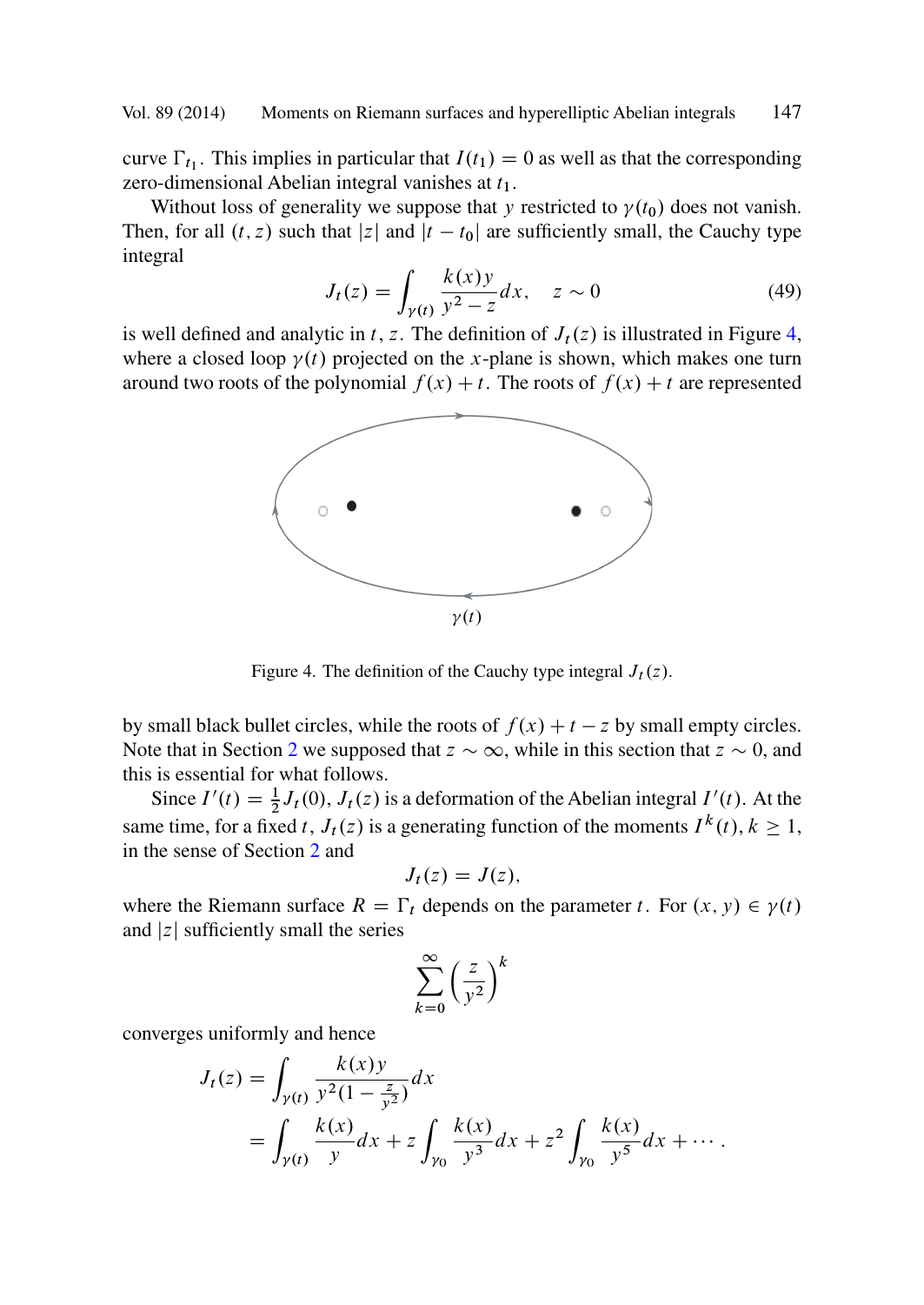curve $\Gamma_{t_1}$. This implies in particular that $I(t_1) = 0$ as well as that the corresponding zero-dimensional Abelian integral vanishes at $t_1$.

Without loss of generality we suppose that $y$ restricted to $\gamma(t_0)$ does not vanish. Then, for all $(t, z)$ such that $|z|$ and $|t - t_0|$ are sufficiently small, the Cauchy type integral

$$J_t(z) = \int_{\gamma(t)} \frac{k(x)y}{y^2 - z} dx, \quad z \sim 0 \tag{49}$$

is well defined and analytic in $t, z$. The definition of $J_t(z)$ is illustrated in Figure 4, where a closed loop $\gamma(t)$ projected on the $x$-plane is shown, which makes one turn around two roots of the polynomial $f(x) + t$. The roots of $f(x) + t$ are represented by small black bullet circles, while the roots of $f(x) + t - z$ by small empty circles. Note that in Section 2 we supposed that $z \sim \infty$, while in this section that $z \sim 0$, and this is essential for what follows.

Figure 4. The definition of the Cauchy type integral $J_t(z)$.

Since $I'(t) = \frac{1}{2} J_t(0)$, $J_t(z)$ is a deformation of the Abelian integral $I'(t)$. At the same time, for a fixed $t$, $J_t(z)$ is a generating function of the moments $I^k(t)$, $k \geq 1$, in the sense of Section 2 and

$$J_t(z) = J(z),$$

where the Riemann surface $R = \Gamma_t$ depends on the parameter $t$. For $(x, y) \in \gamma(t)$ and $|z|$ sufficiently small the series

$$\sum_{k=0}^{\infty} \left(\frac{z}{y^2}\right)^k$$

converges uniformly and hence

$$\begin{aligned} J_t(z) &= \int_{\gamma(t)} \frac{k(x)y}{y^2(1 - \frac{z}{y^2})} dx \\ &= \int_{\gamma(t)} \frac{k(x)}{y} dx + z \int_{\gamma_0} \frac{k(x)}{y^3} dx + z^2 \int_{\gamma_0} \frac{k(x)}{y^5} dx + \cdots . \end{aligned}$$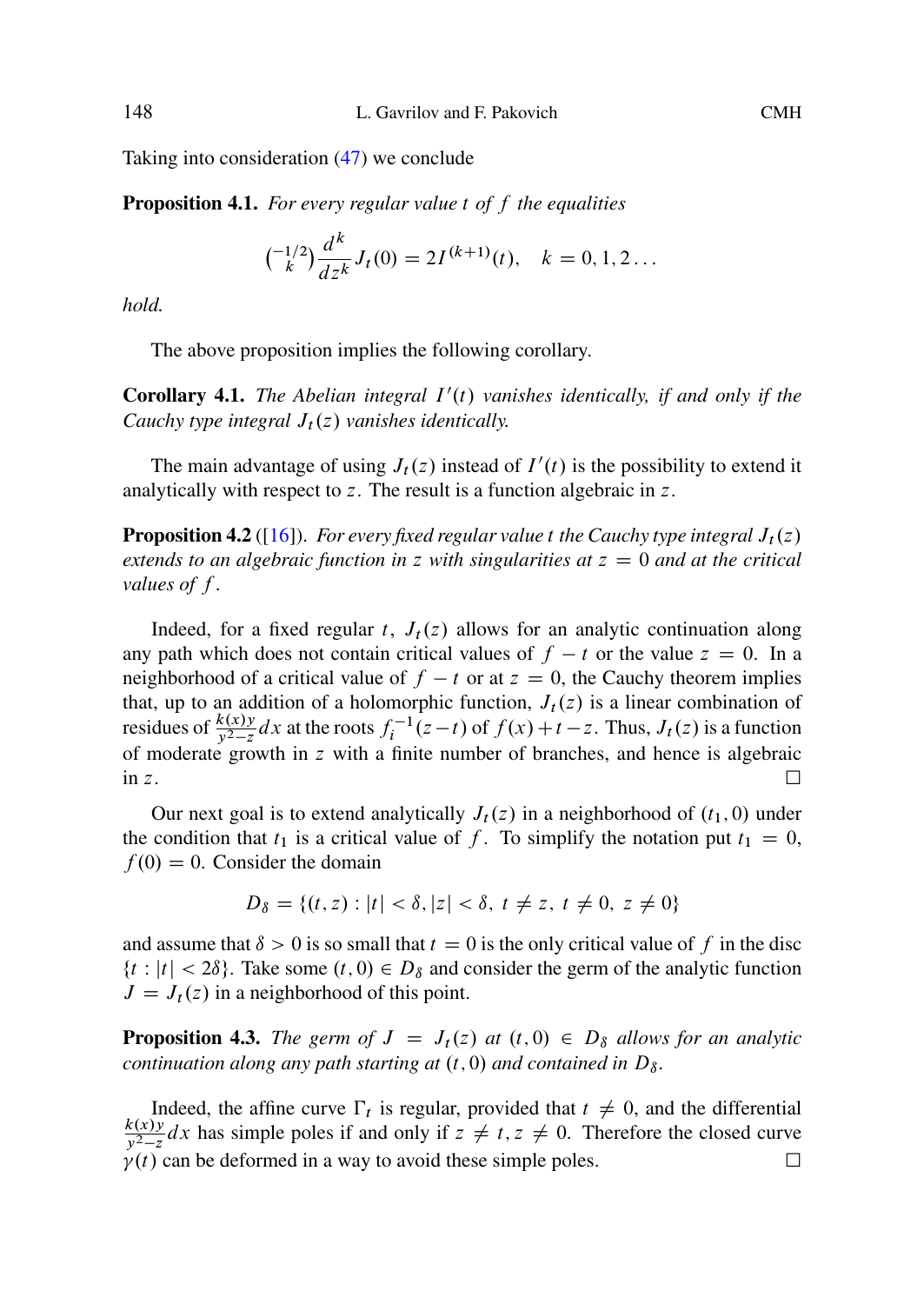Taking into consideration (47) we conclude

**Proposition 4.1.** *For every regular value $t$ of $f$ the equalities*

$$\binom{-1/2}{k} \frac{d^k}{dz^k} J_t(0) = 2I^{(k+1)}(t), \quad k = 0, 1, 2 \dots$$

*hold.*

The above proposition implies the following corollary.

**Corollary 4.1.** *The Abelian integral $I'(t)$ vanishes identically, if and only if the Cauchy type integral $J_t(z)$ vanishes identically.*

The main advantage of using $J_t(z)$ instead of $I'(t)$ is the possibility to extend it analytically with respect to $z$. The result is a function algebraic in $z$.

**Proposition 4.2** ([16]). *For every fixed regular value $t$ the Cauchy type integral $J_t(z)$ extends to an algebraic function in $z$ with singularities at $z = 0$ and at the critical values of $f$.*

Indeed, for a fixed regular $t$, $J_t(z)$ allows for an analytic continuation along any path which does not contain critical values of $f - t$ or the value $z = 0$. In a neighborhood of a critical value of $f - t$ or at $z = 0$, the Cauchy theorem implies that, up to an addition of a holomorphic function, $J_t(z)$ is a linear combination of residues of $\frac{k(x)y}{y^2-z}dx$ at the roots $f_i^{-1}(z-t)$ of $f(x)+t-z$. Thus, $J_t(z)$ is a function of moderate growth in $z$ with a finite number of branches, and hence is algebraic in $z$. □

Our next goal is to extend analytically $J_t(z)$ in a neighborhood of $(t_1, 0)$ under the condition that $t_1$ is a critical value of $f$. To simplify the notation put $t_1 = 0$, $f(0) = 0$. Consider the domain

$$D_\delta = \{(t, z) : |t| < \delta, |z| < \delta, \ t \neq z, \ t \neq 0, \ z \neq 0\}$$

and assume that $\delta > 0$ is so small that $t = 0$ is the only critical value of $f$ in the disc $\{t : |t| < 2\delta\}$. Take some $(t, 0) \in D_\delta$ and consider the germ of the analytic function $J = J_t(z)$ in a neighborhood of this point.

**Proposition 4.3.** *The germ of $J = J_t(z)$ at $(t, 0) \in D_\delta$ allows for an analytic continuation along any path starting at $(t, 0)$ and contained in $D_\delta$.*

Indeed, the affine curve $\Gamma_t$ is regular, provided that $t \neq 0$, and the differential $\frac{k(x)y}{y^2-z}dx$ has simple poles if and only if $z \neq t, z \neq 0$. Therefore the closed curve $\gamma(t)$ can be deformed in a way to avoid these simple poles. □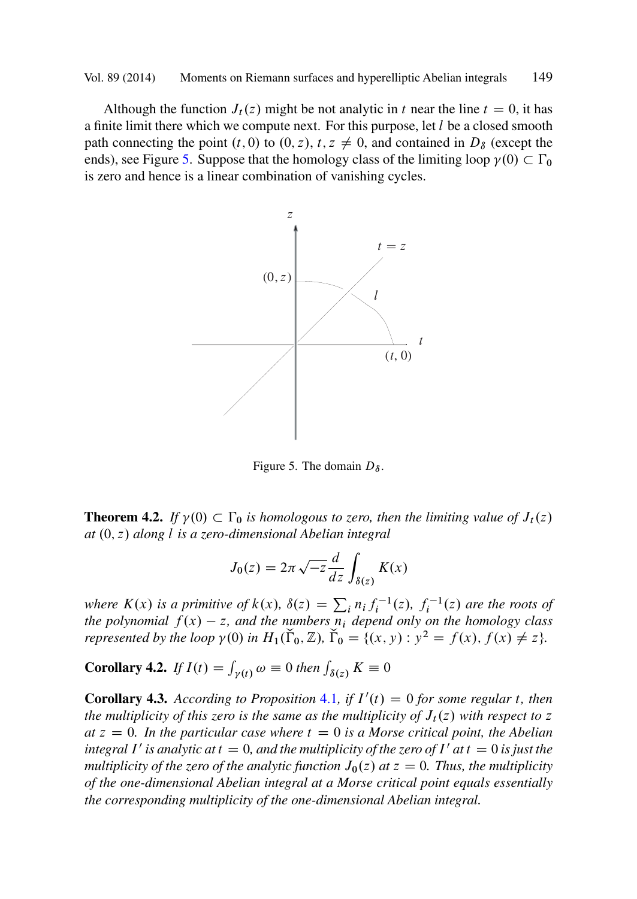Although the function $J_t(z)$ might be not analytic in $t$ near the line $t = 0$, it has a finite limit there which we compute next. For this purpose, let $l$ be a closed smooth path connecting the point $(t, 0)$ to $(0, z)$, $t, z \neq 0$, and contained in $D_\delta$ (except the ends), see Figure 5. Suppose that the homology class of the limiting loop $\gamma(0) \subset \Gamma_0$ is zero and hence is a linear combination of vanishing cycles.

Figure 5. The domain $D_\delta$.

**Theorem 4.2.** *If $\gamma(0) \subset \Gamma_0$ is homologous to zero, then the limiting value of $J_t(z)$ at $(0, z)$ along $l$ is a zero-dimensional Abelian integral*

$$J_0(z) = 2\pi\sqrt{-z}\frac{d}{dz}\int_{\delta(z)} K(x)$$

*where $K(x)$ is a primitive of $k(x)$, $\delta(z) = \sum_i n_i f_i^{-1}(z)$, $f_i^{-1}(z)$ are the roots of the polynomial $f(x) - z$, and the numbers $n_i$ depend only on the homology class represented by the loop $\gamma(0)$ in $H_1(\check{\Gamma}_0, \mathbb{Z})$, $\check{\Gamma}_0 = \{(x, y) : y^2 = f(x), f(x) \neq z\}$.*

**Corollary 4.2.** *If $I(t) = \int_{\gamma(t)} \omega \equiv 0$ then $\int_{\delta(z)} K \equiv 0$*

**Corollary 4.3.** *According to Proposition 4.1, if $I'(t) = 0$ for some regular $t$, then the multiplicity of this zero is the same as the multiplicity of $J_t(z)$ with respect to $z$ at $z = 0$. In the particular case where $t = 0$ is a Morse critical point, the Abelian integral $I'$ is analytic at $t = 0$, and the multiplicity of the zero of $I'$ at $t = 0$ is just the multiplicity of the zero of the analytic function $J_0(z)$ at $z = 0$. Thus, the multiplicity of the one-dimensional Abelian integral at a Morse critical point equals essentially the corresponding multiplicity of the one-dimensional Abelian integral.*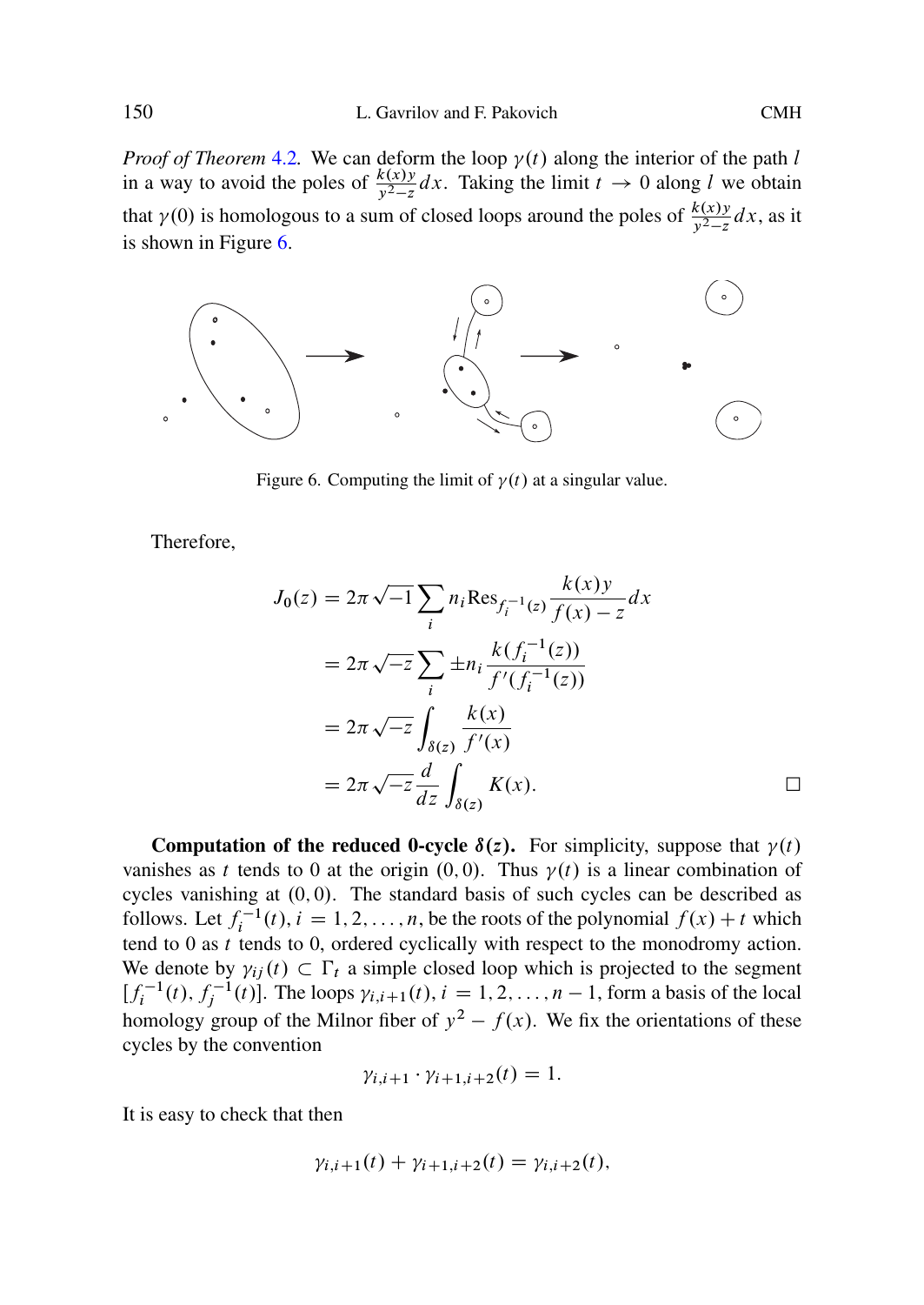*Proof of Theorem* 4.2. We can deform the loop $\gamma(t)$ along the interior of the path $l$ in a way to avoid the poles of $\frac{k(x)y}{y^2-z}dx$. Taking the limit $t \to 0$ along $l$ we obtain that $\gamma(0)$ is homologous to a sum of closed loops around the poles of $\frac{k(x)y}{y^2-z}dx$, as it is shown in Figure 6.

Figure 6. Computing the limit of $\gamma(t)$ at a singular value.

Therefore,

$$
\begin{aligned}
J_0(z) &= 2\pi\sqrt{-1}\sum_i n_i \mathrm{Res}_{f_i^{-1}(z)} \frac{k(x)y}{f(x)-z}dx \\
&= 2\pi\sqrt{-z}\sum_i \pm n_i \frac{k(f_i^{-1}(z))}{f'(f_i^{-1}(z))} \\
&= 2\pi\sqrt{-z}\int_{\delta(z)} \frac{k(x)}{f'(x)} \\
&= 2\pi\sqrt{-z}\frac{d}{dz}\int_{\delta(z)} K(x).
\end{aligned}
$$

□

**Computation of the reduced 0-cycle $\delta(z)$.** For simplicity, suppose that $\gamma(t)$ vanishes as $t$ tends to 0 at the origin $(0,0)$. Thus $\gamma(t)$ is a linear combination of cycles vanishing at $(0,0)$. The standard basis of such cycles can be described as follows. Let $f_i^{-1}(t)$, $i = 1,2,\dots,n$, be the roots of the polynomial $f(x)+t$ which tend to 0 as $t$ tends to 0, ordered cyclically with respect to the monodromy action. We denote by $\gamma_{ij}(t) \subset \Gamma_t$ a simple closed loop which is projected to the segment $[f_i^{-1}(t), f_j^{-1}(t)]$. The loops $\gamma_{i,i+1}(t)$, $i = 1,2,\dots,n-1$, form a basis of the local homology group of the Milnor fiber of $y^2 - f(x)$. We fix the orientations of these cycles by the convention

$$\gamma_{i,i+1} \cdot \gamma_{i+1,i+2}(t) = 1.$$

It is easy to check that then

$$\gamma_{i,i+1}(t) + \gamma_{i+1,i+2}(t) = \gamma_{i,i+2}(t),$$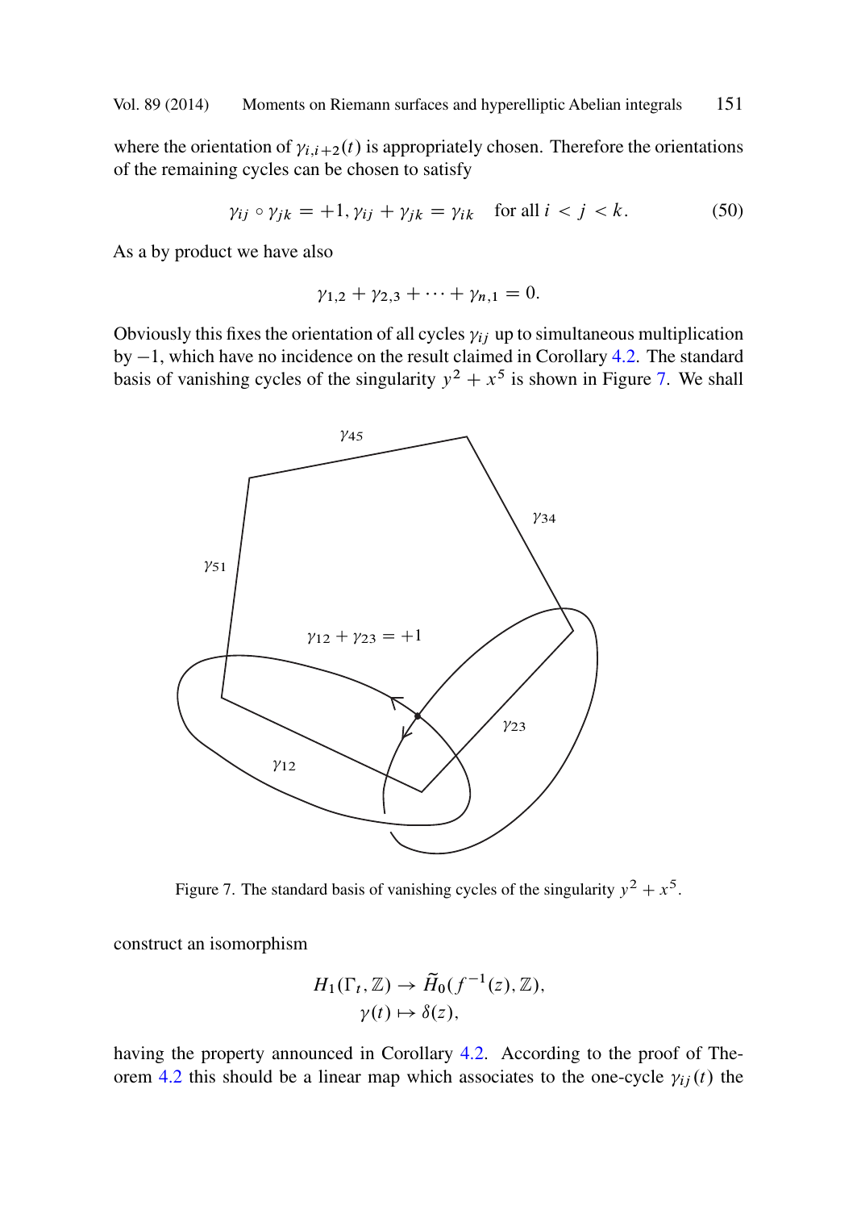where the orientation of $\gamma_{i,i+2}(t)$ is appropriately chosen. Therefore the orientations of the remaining cycles can be chosen to satisfy

$$\gamma_{ij} \circ \gamma_{jk} = +1, \gamma_{ij} + \gamma_{jk} = \gamma_{ik} \quad \text{for all } i < j < k. \tag{50}$$

As a by product we have also

$$\gamma_{1,2} + \gamma_{2,3} + \cdots + \gamma_{n,1} = 0.$$

Obviously this fixes the orientation of all cycles $\gamma_{ij}$ up to simultaneous multiplication by $-1$, which have no incidence on the result claimed in Corollary 4.2. The standard basis of vanishing cycles of the singularity $y^2 + x^5$ is shown in Figure 7. We shall

Figure 7. The standard basis of vanishing cycles of the singularity $y^2 + x^5$.

construct an isomorphism

$$H_1(\Gamma_t, \mathbb{Z}) \to \widetilde{H}_0(f^{-1}(z), \mathbb{Z}),$$
$$\gamma(t) \mapsto \delta(z),$$

having the property announced in Corollary 4.2. According to the proof of Theorem 4.2 this should be a linear map which associates to the one-cycle $\gamma_{ij}(t)$ the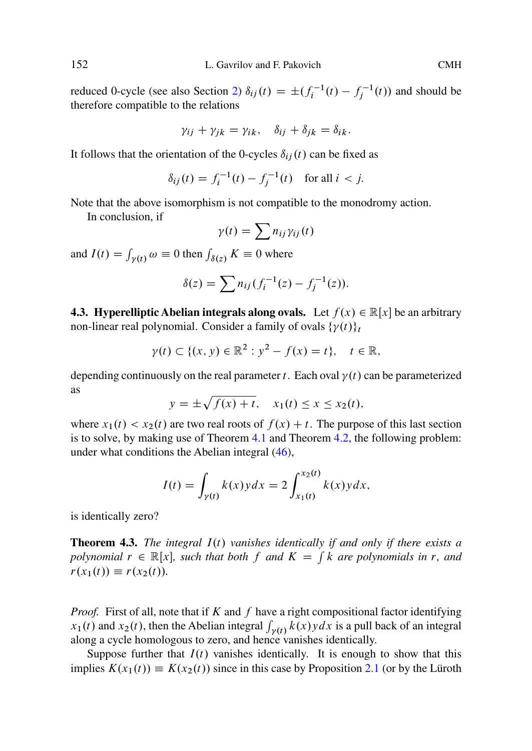reduced 0-cycle (see also Section 2) $\delta_{ij}(t) = \pm(f_i^{-1}(t) - f_j^{-1}(t))$ and should be therefore compatible to the relations

$$\gamma_{ij} + \gamma_{jk} = \gamma_{ik}, \quad \delta_{ij} + \delta_{jk} = \delta_{ik}.$$

It follows that the orientation of the 0-cycles $\delta_{ij}(t)$ can be fixed as

$$\delta_{ij}(t) = f_i^{-1}(t) - f_j^{-1}(t) \quad \text{for all } i < j.$$

Note that the above isomorphism is not compatible to the monodromy action.

In conclusion, if

$$\gamma(t) = \sum n_{ij}\gamma_{ij}(t)$$

and $I(t) = \int_{\gamma(t)} \omega \equiv 0$ then $\int_{\delta(z)} K \equiv 0$ where

$$\delta(z) = \sum n_{ij}(f_i^{-1}(z) - f_j^{-1}(z)).$$

**4.3. Hyperelliptic Abelian integrals along ovals.** Let $f(x) \in \mathbb{R}[x]$ be an arbitrary non-linear real polynomial. Consider a family of ovals $\{\gamma(t)\}_t$

$$\gamma(t) \subset \{(x, y) \in \mathbb{R}^2 : y^2 - f(x) = t\}, \quad t \in \mathbb{R},$$

depending continuously on the real parameter $t$. Each oval $\gamma(t)$ can be parameterized as

$$y = \pm\sqrt{f(x) + t}, \quad x_1(t) \leq x \leq x_2(t),$$

where $x_1(t) < x_2(t)$ are two real roots of $f(x) + t$. The purpose of this last section is to solve, by making use of Theorem 4.1 and Theorem 4.2, the following problem: under what conditions the Abelian integral (46),

$$I(t) = \int_{\gamma(t)} k(x)y\,dx = 2\int_{x_1(t)}^{x_2(t)} k(x)y\,dx,$$

is identically zero?

**Theorem 4.3.** *The integral $I(t)$ vanishes identically if and only if there exists a polynomial $r \in \mathbb{R}[x]$, such that both $f$ and $K = \int k$ are polynomials in $r$, and $r(x_1(t)) \equiv r(x_2(t))$.*

*Proof.* First of all, note that if $K$ and $f$ have a right compositional factor identifying $x_1(t)$ and $x_2(t)$, then the Abelian integral $\int_{\gamma(t)} k(x)y\,dx$ is a pull back of an integral along a cycle homologous to zero, and hence vanishes identically.

Suppose further that $I(t)$ vanishes identically. It is enough to show that this implies $K(x_1(t)) \equiv K(x_2(t))$ since in this case by Proposition 2.1 (or by the Lüroth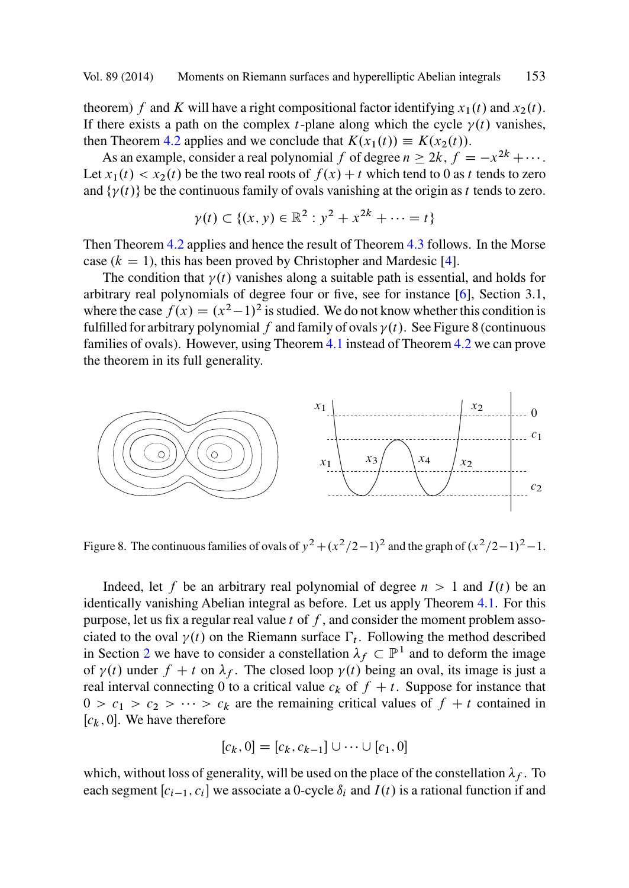theorem) $f$ and $K$ will have a right compositional factor identifying $x_1(t)$ and $x_2(t)$. If there exists a path on the complex $t$-plane along which the cycle $\gamma(t)$ vanishes, then Theorem 4.2 applies and we conclude that $K(x_1(t)) \equiv K(x_2(t))$.

As an example, consider a real polynomial $f$ of degree $n \geq 2k$, $f = -x^{2k} + \cdots$. Let $x_1(t) < x_2(t)$ be the two real roots of $f(x) + t$ which tend to 0 as $t$ tends to zero and $\{\gamma(t)\}$ be the continuous family of ovals vanishing at the origin as $t$ tends to zero.

$$\gamma(t) \subset \{(x, y) \in \mathbb{R}^2 : y^2 + x^{2k} + \cdots = t\}$$

Then Theorem 4.2 applies and hence the result of Theorem 4.3 follows. In the Morse case ($k = 1$), this has been proved by Christopher and Mardesic [4].

The condition that $\gamma(t)$ vanishes along a suitable path is essential, and holds for arbitrary real polynomials of degree four or five, see for instance [6], Section 3.1, where the case $f(x) = (x^2 - 1)^2$ is studied. We do not know whether this condition is fulfilled for arbitrary polynomial $f$ and family of ovals $\gamma(t)$. See Figure 8 (continuous families of ovals). However, using Theorem 4.1 instead of Theorem 4.2 we can prove the theorem in its full generality.

Figure 8. The continuous families of ovals of $y^2 + (x^2/2 - 1)^2$ and the graph of $(x^2/2 - 1)^2 - 1$.

Indeed, let $f$ be an arbitrary real polynomial of degree $n > 1$ and $I(t)$ be an identically vanishing Abelian integral as before. Let us apply Theorem 4.1. For this purpose, let us fix a regular real value $t$ of $f$, and consider the moment problem associated to the oval $\gamma(t)$ on the Riemann surface $\Gamma_t$. Following the method described in Section 2 we have to consider a constellation $\lambda_f \subset \mathbb{P}^1$ and to deform the image of $\gamma(t)$ under $f + t$ on $\lambda_f$. The closed loop $\gamma(t)$ being an oval, its image is just a real interval connecting 0 to a critical value $c_k$ of $f + t$. Suppose for instance that $0 > c_1 > c_2 > \cdots > c_k$ are the remaining critical values of $f + t$ contained in $[c_k, 0]$. We have therefore

$$[c_k, 0] = [c_k, c_{k-1}] \cup \cdots \cup [c_1, 0]$$

which, without loss of generality, will be used on the place of the constellation $\lambda_f$. To each segment $[c_{i-1}, c_i]$ we associate a 0-cycle $\delta_i$ and $I(t)$ is a rational function if and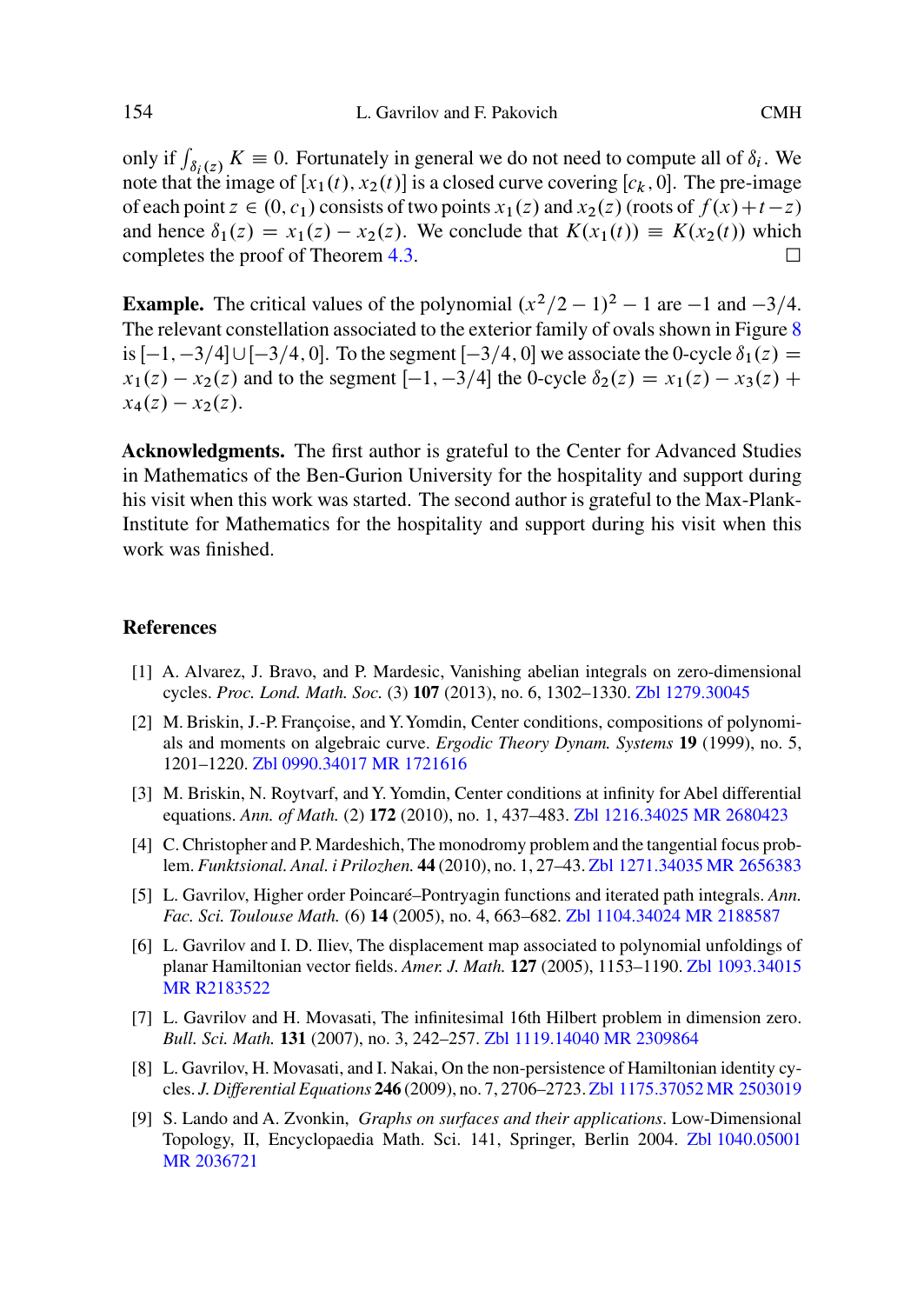only if $\int_{\delta_i(z)} K \equiv 0$. Fortunately in general we do not need to compute all of $\delta_i$. We note that the image of $[x_1(t), x_2(t)]$ is a closed curve covering $[c_k, 0]$. The pre-image of each point $z \in (0, c_1)$ consists of two points $x_1(z)$ and $x_2(z)$ (roots of $f(x)+t-z$) and hence $\delta_1(z) = x_1(z) - x_2(z)$. We conclude that $K(x_1(t)) \equiv K(x_2(t))$ which completes the proof of Theorem 4.3. □

**Example.** The critical values of the polynomial $(x^2/2 - 1)^2 - 1$ are $-1$ and $-3/4$. The relevant constellation associated to the exterior family of ovals shown in Figure 8 is $[-1, -3/4] \cup [-3/4, 0]$. To the segment $[-3/4, 0]$ we associate the 0-cycle $\delta_1(z) = x_1(z) - x_2(z)$ and to the segment $[-1, -3/4]$ the 0-cycle $\delta_2(z) = x_1(z) - x_3(z) + x_4(z) - x_2(z)$.

**Acknowledgments.** The first author is grateful to the Center for Advanced Studies in Mathematics of the Ben-Gurion University for the hospitality and support during his visit when this work was started. The second author is grateful to the Max-Plank-Institute for Mathematics for the hospitality and support during his visit when this work was finished.

## References

[1] A. Alvarez, J. Bravo, and P. Mardesic, Vanishing abelian integrals on zero-dimensional cycles. *Proc. Lond. Math. Soc.* (3) **107** (2013), no. 6, 1302–1330. Zbl 1279.30045

[2] M. Briskin, J.-P. Françoise, and Y. Yomdin, Center conditions, compositions of polynomials and moments on algebraic curve. *Ergodic Theory Dynam. Systems* **19** (1999), no. 5, 1201–1220. Zbl 0990.34017 MR 1721616

[3] M. Briskin, N. Roytvarf, and Y. Yomdin, Center conditions at infinity for Abel differential equations. *Ann. of Math.* (2) **172** (2010), no. 1, 437–483. Zbl 1216.34025 MR 2680423

[4] C. Christopher and P. Mardeshich, The monodromy problem and the tangential focus problem. *Funktsional. Anal. i Prilozhen.* **44** (2010), no. 1, 27–43. Zbl 1271.34035 MR 2656383

[5] L. Gavrilov, Higher order Poincaré–Pontryagin functions and iterated path integrals. *Ann. Fac. Sci. Toulouse Math.* (6) **14** (2005), no. 4, 663–682. Zbl 1104.34024 MR 2188587

[6] L. Gavrilov and I. D. Iliev, The displacement map associated to polynomial unfoldings of planar Hamiltonian vector fields. *Amer. J. Math.* **127** (2005), 1153–1190. Zbl 1093.34015 MR R2183522

[7] L. Gavrilov and H. Movasati, The infinitesimal 16th Hilbert problem in dimension zero. *Bull. Sci. Math.* **131** (2007), no. 3, 242–257. Zbl 1119.14040 MR 2309864

[8] L. Gavrilov, H. Movasati, and I. Nakai, On the non-persistence of Hamiltonian identity cycles. *J. Differential Equations* **246** (2009), no. 7, 2706–2723. Zbl 1175.37052 MR 2503019

[9] S. Lando and A. Zvonkin, *Graphs on surfaces and their applications*. Low-Dimensional Topology, II, Encyclopaedia Math. Sci. 141, Springer, Berlin 2004. Zbl 1040.05001 MR 2036721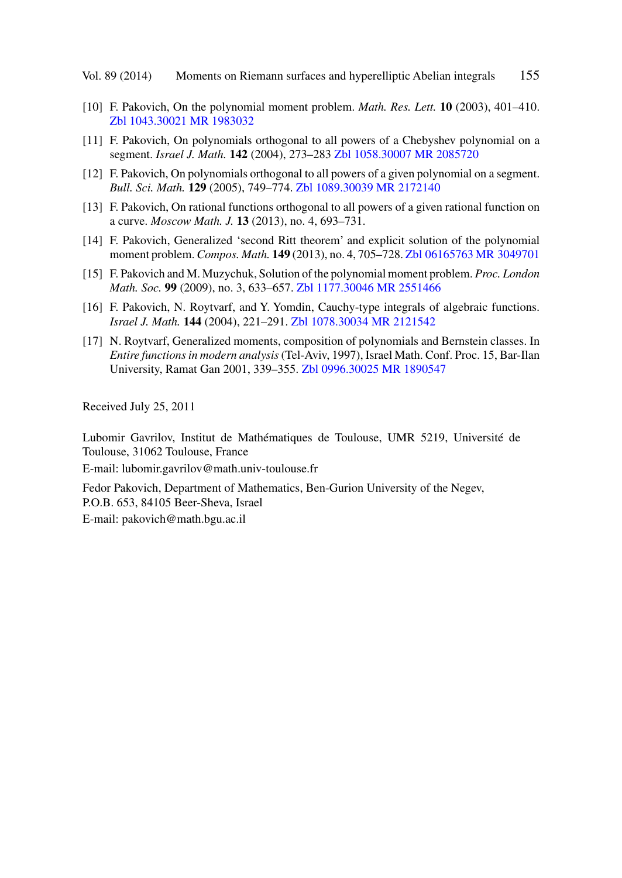[10] F. Pakovich, On the polynomial moment problem. *Math. Res. Lett.* **10** (2003), 401–410. Zbl 1043.30021 MR 1983032

[11] F. Pakovich, On polynomials orthogonal to all powers of a Chebyshev polynomial on a segment. *Israel J. Math.* **142** (2004), 273–283 Zbl 1058.30007 MR 2085720

[12] F. Pakovich, On polynomials orthogonal to all powers of a given polynomial on a segment. *Bull. Sci. Math.* **129** (2005), 749–774. Zbl 1089.30039 MR 2172140

[13] F. Pakovich, On rational functions orthogonal to all powers of a given rational function on a curve. *Moscow Math. J.* **13** (2013), no. 4, 693–731.

[14] F. Pakovich, Generalized 'second Ritt theorem' and explicit solution of the polynomial moment problem. *Compos. Math.* **149** (2013), no. 4, 705–728. Zbl 06165763 MR 3049701

[15] F. Pakovich and M. Muzychuk, Solution of the polynomial moment problem. *Proc. London Math. Soc.* **99** (2009), no. 3, 633–657. Zbl 1177.30046 MR 2551466

[16] F. Pakovich, N. Roytvarf, and Y. Yomdin, Cauchy-type integrals of algebraic functions. *Israel J. Math.* **144** (2004), 221–291. Zbl 1078.30034 MR 2121542

[17] N. Roytvarf, Generalized moments, composition of polynomials and Bernstein classes. In *Entire functions in modern analysis* (Tel-Aviv, 1997), Israel Math. Conf. Proc. 15, Bar-Ilan University, Ramat Gan 2001, 339–355. Zbl 0996.30025 MR 1890547

Received July 25, 2011

Lubomir Gavrilov, Institut de Mathématiques de Toulouse, UMR 5219, Université de Toulouse, 31062 Toulouse, France

E-mail: lubomir.gavrilov@math.univ-toulouse.fr

Fedor Pakovich, Department of Mathematics, Ben-Gurion University of the Negev, P.O.B. 653, 84105 Beer-Sheva, Israel

E-mail: pakovich@math.bgu.ac.il